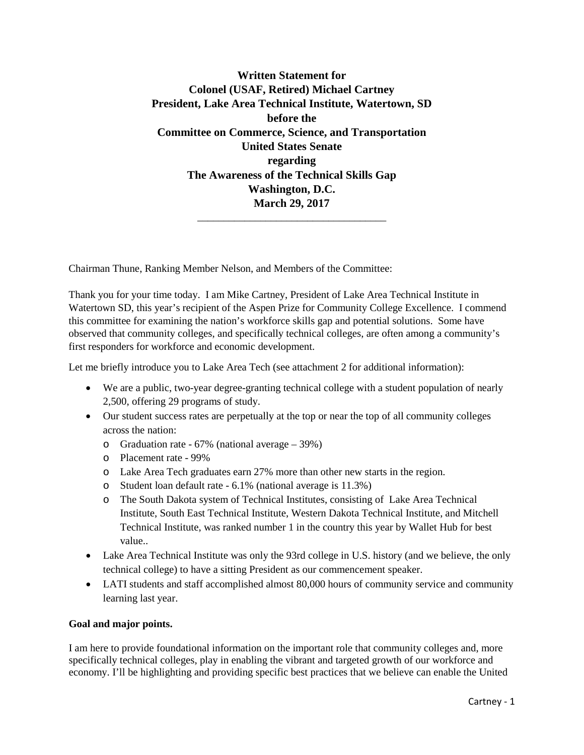**Written Statement for**
**Colonel (USAF, Retired) Michael Cartney**
**President, Lake Area Technical Institute, Watertown, SD**
**before the**
**Committee on Commerce, Science, and Transportation**
**United States Senate**
**regarding**
**The Awareness of the Technical Skills Gap**
**Washington, D.C.**
**March 29, 2017**

---

Chairman Thune, Ranking Member Nelson, and Members of the Committee:

Thank you for your time today. I am Mike Cartney, President of Lake Area Technical Institute in Watertown SD, this year's recipient of the Aspen Prize for Community College Excellence. I commend this committee for examining the nation's workforce skills gap and potential solutions. Some have observed that community colleges, and specifically technical colleges, are often among a community's first responders for workforce and economic development.

Let me briefly introduce you to Lake Area Tech (see attachment 2 for additional information):

- We are a public, two-year degree-granting technical college with a student population of nearly 2,500, offering 29 programs of study.
- Our student success rates are perpetually at the top or near the top of all community colleges across the nation:
  - Graduation rate - 67% (national average – 39%)
  - Placement rate - 99%
  - Lake Area Tech graduates earn 27% more than other new starts in the region.
  - Student loan default rate - 6.1% (national average is 11.3%)
  - The South Dakota system of Technical Institutes, consisting of Lake Area Technical Institute, South East Technical Institute, Western Dakota Technical Institute, and Mitchell Technical Institute, was ranked number 1 in the country this year by Wallet Hub for best value..
- Lake Area Technical Institute was only the 93rd college in U.S. history (and we believe, the only technical college) to have a sitting President as our commencement speaker.
- LATI students and staff accomplished almost 80,000 hours of community service and community learning last year.

**Goal and major points.**

I am here to provide foundational information on the important role that community colleges and, more specifically technical colleges, play in enabling the vibrant and targeted growth of our workforce and economy. I'll be highlighting and providing specific best practices that we believe can enable the United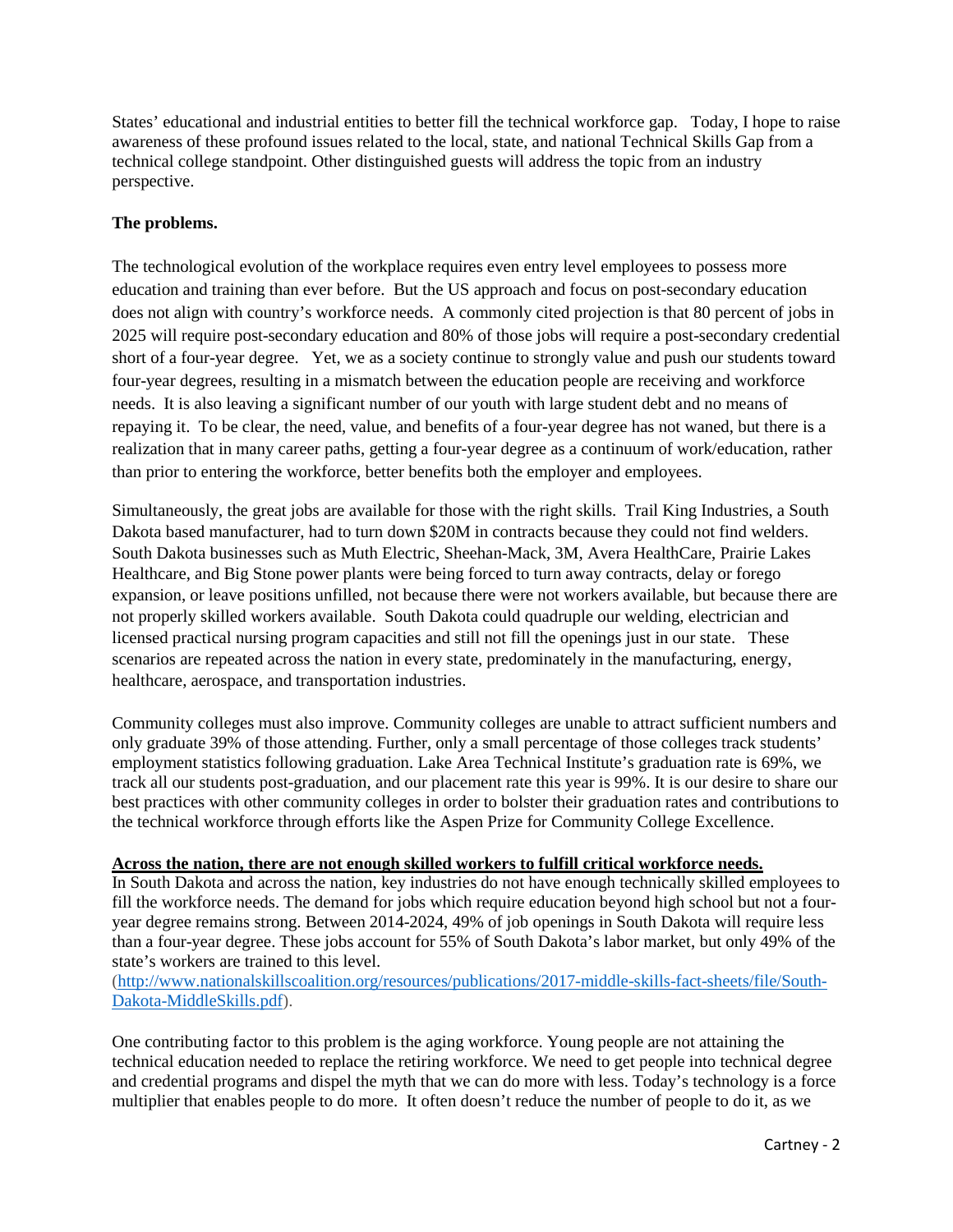States' educational and industrial entities to better fill the technical workforce gap. Today, I hope to raise awareness of these profound issues related to the local, state, and national Technical Skills Gap from a technical college standpoint. Other distinguished guests will address the topic from an industry perspective.

**The problems.**

The technological evolution of the workplace requires even entry level employees to possess more education and training than ever before. But the US approach and focus on post-secondary education does not align with country's workforce needs. A commonly cited projection is that 80 percent of jobs in 2025 will require post-secondary education and 80% of those jobs will require a post-secondary credential short of a four-year degree. Yet, we as a society continue to strongly value and push our students toward four-year degrees, resulting in a mismatch between the education people are receiving and workforce needs. It is also leaving a significant number of our youth with large student debt and no means of repaying it. To be clear, the need, value, and benefits of a four-year degree has not waned, but there is a realization that in many career paths, getting a four-year degree as a continuum of work/education, rather than prior to entering the workforce, better benefits both the employer and employees.

Simultaneously, the great jobs are available for those with the right skills. Trail King Industries, a South Dakota based manufacturer, had to turn down $20M in contracts because they could not find welders. South Dakota businesses such as Muth Electric, Sheehan-Mack, 3M, Avera HealthCare, Prairie Lakes Healthcare, and Big Stone power plants were being forced to turn away contracts, delay or forego expansion, or leave positions unfilled, not because there were not workers available, but because there are not properly skilled workers available. South Dakota could quadruple our welding, electrician and licensed practical nursing program capacities and still not fill the openings just in our state. These scenarios are repeated across the nation in every state, predominately in the manufacturing, energy, healthcare, aerospace, and transportation industries.

Community colleges must also improve. Community colleges are unable to attract sufficient numbers and only graduate 39% of those attending. Further, only a small percentage of those colleges track students' employment statistics following graduation. Lake Area Technical Institute's graduation rate is 69%, we track all our students post-graduation, and our placement rate this year is 99%. It is our desire to share our best practices with other community colleges in order to bolster their graduation rates and contributions to the technical workforce through efforts like the Aspen Prize for Community College Excellence.

<u>**Across the nation, there are not enough skilled workers to fulfill critical workforce needs.**</u>

In South Dakota and across the nation, key industries do not have enough technically skilled employees to fill the workforce needs. The demand for jobs which require education beyond high school but not a four-year degree remains strong. Between 2014-2024, 49% of job openings in South Dakota will require less than a four-year degree. These jobs account for 55% of South Dakota's labor market, but only 49% of the state's workers are trained to this level. (http://www.nationalskillscoalition.org/resources/publications/2017-middle-skills-fact-sheets/file/South-Dakota-MiddleSkills.pdf).

One contributing factor to this problem is the aging workforce. Young people are not attaining the technical education needed to replace the retiring workforce. We need to get people into technical degree and credential programs and dispel the myth that we can do more with less. Today's technology is a force multiplier that enables people to do more. It often doesn't reduce the number of people to do it, as we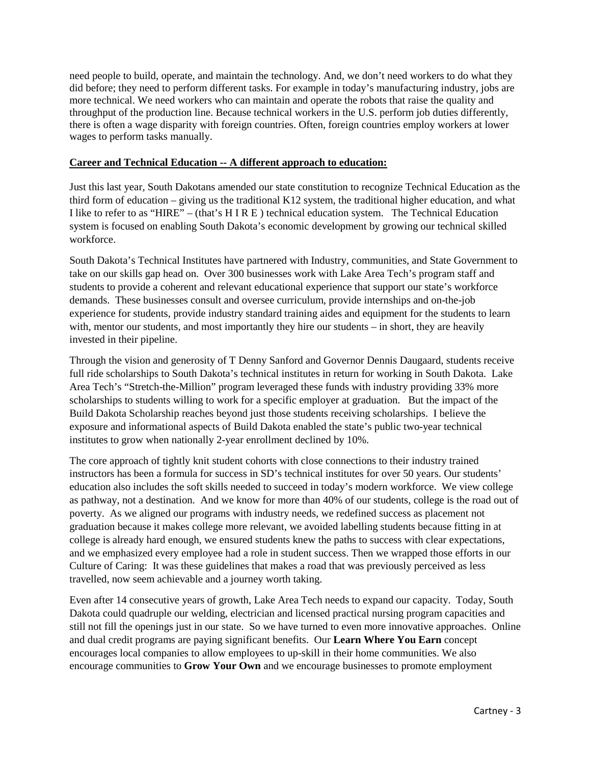need people to build, operate, and maintain the technology. And, we don't need workers to do what they did before; they need to perform different tasks. For example in today's manufacturing industry, jobs are more technical. We need workers who can maintain and operate the robots that raise the quality and throughput of the production line. Because technical workers in the U.S. perform job duties differently, there is often a wage disparity with foreign countries. Often, foreign countries employ workers at lower wages to perform tasks manually.

**Career and Technical Education -- A different approach to education:**

Just this last year, South Dakotans amended our state constitution to recognize Technical Education as the third form of education – giving us the traditional K12 system, the traditional higher education, and what I like to refer to as "HIRE" – (that's H I R E ) technical education system. The Technical Education system is focused on enabling South Dakota's economic development by growing our technical skilled workforce.

South Dakota's Technical Institutes have partnered with Industry, communities, and State Government to take on our skills gap head on. Over 300 businesses work with Lake Area Tech's program staff and students to provide a coherent and relevant educational experience that support our state's workforce demands. These businesses consult and oversee curriculum, provide internships and on-the-job experience for students, provide industry standard training aides and equipment for the students to learn with, mentor our students, and most importantly they hire our students – in short, they are heavily invested in their pipeline.

Through the vision and generosity of T Denny Sanford and Governor Dennis Daugaard, students receive full ride scholarships to South Dakota's technical institutes in return for working in South Dakota. Lake Area Tech's "Stretch-the-Million" program leveraged these funds with industry providing 33% more scholarships to students willing to work for a specific employer at graduation. But the impact of the Build Dakota Scholarship reaches beyond just those students receiving scholarships. I believe the exposure and informational aspects of Build Dakota enabled the state's public two-year technical institutes to grow when nationally 2-year enrollment declined by 10%.

The core approach of tightly knit student cohorts with close connections to their industry trained instructors has been a formula for success in SD's technical institutes for over 50 years. Our students' education also includes the soft skills needed to succeed in today's modern workforce. We view college as pathway, not a destination. And we know for more than 40% of our students, college is the road out of poverty. As we aligned our programs with industry needs, we redefined success as placement not graduation because it makes college more relevant, we avoided labelling students because fitting in at college is already hard enough, we ensured students knew the paths to success with clear expectations, and we emphasized every employee had a role in student success. Then we wrapped those efforts in our Culture of Caring: It was these guidelines that makes a road that was previously perceived as less travelled, now seem achievable and a journey worth taking.

Even after 14 consecutive years of growth, Lake Area Tech needs to expand our capacity. Today, South Dakota could quadruple our welding, electrician and licensed practical nursing program capacities and still not fill the openings just in our state. So we have turned to even more innovative approaches. Online and dual credit programs are paying significant benefits. Our **Learn Where You Earn** concept encourages local companies to allow employees to up-skill in their home communities. We also encourage communities to **Grow Your Own** and we encourage businesses to promote employment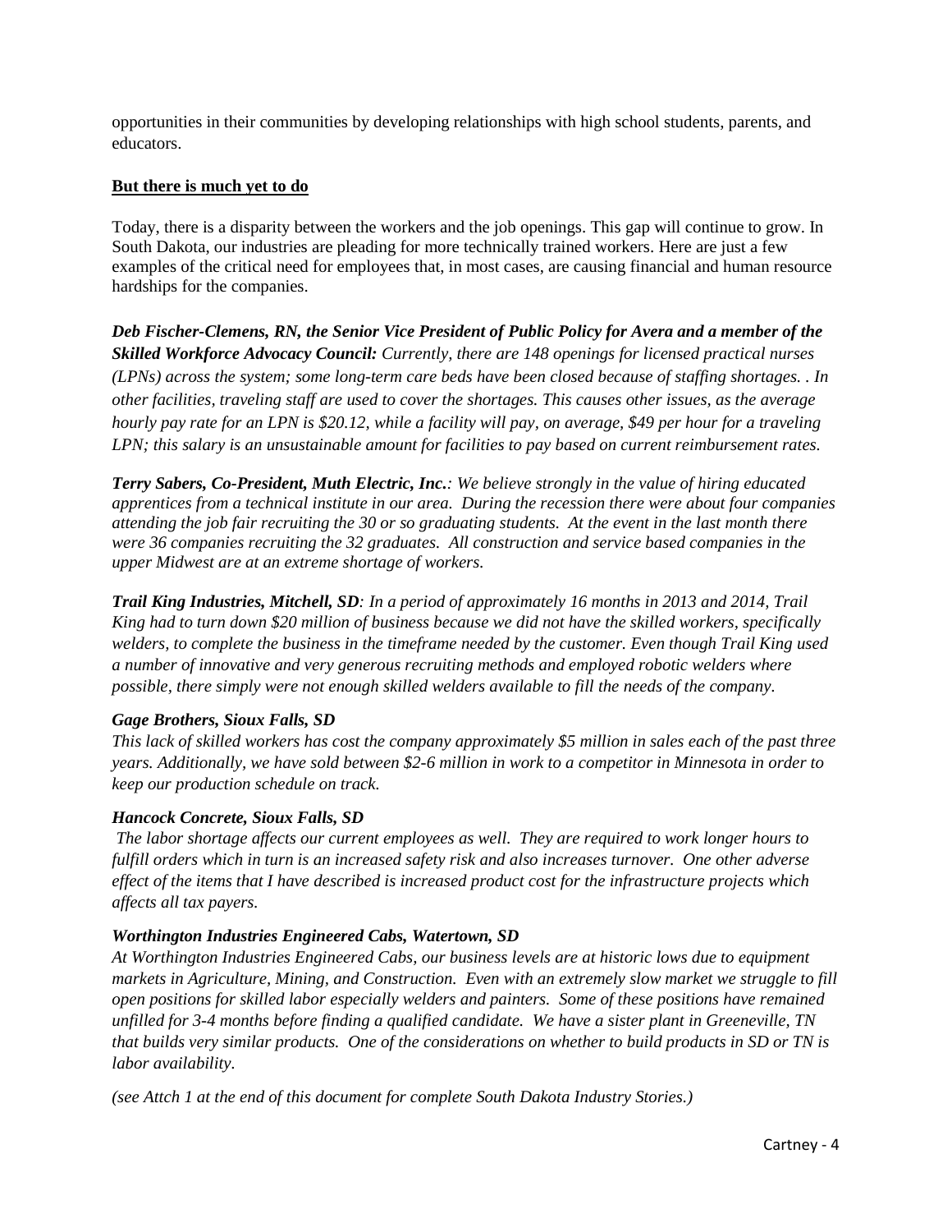opportunities in their communities by developing relationships with high school students, parents, and educators.

**But there is much yet to do**

Today, there is a disparity between the workers and the job openings. This gap will continue to grow. In South Dakota, our industries are pleading for more technically trained workers. Here are just a few examples of the critical need for employees that, in most cases, are causing financial and human resource hardships for the companies.

***Deb Fischer-Clemens, RN, the Senior Vice President of Public Policy for Avera and a member of the Skilled Workforce Advocacy Council:*** *Currently, there are 148 openings for licensed practical nurses (LPNs) across the system; some long-term care beds have been closed because of staffing shortages. . In other facilities, traveling staff are used to cover the shortages. This causes other issues, as the average hourly pay rate for an LPN is $20.12, while a facility will pay, on average, $49 per hour for a traveling LPN; this salary is an unsustainable amount for facilities to pay based on current reimbursement rates.*

***Terry Sabers, Co-President, Muth Electric, Inc.****: We believe strongly in the value of hiring educated apprentices from a technical institute in our area. During the recession there were about four companies attending the job fair recruiting the 30 or so graduating students. At the event in the last month there were 36 companies recruiting the 32 graduates. All construction and service based companies in the upper Midwest are at an extreme shortage of workers.*

***Trail King Industries, Mitchell, SD****: In a period of approximately 16 months in 2013 and 2014, Trail King had to turn down $20 million of business because we did not have the skilled workers, specifically welders, to complete the business in the timeframe needed by the customer. Even though Trail King used a number of innovative and very generous recruiting methods and employed robotic welders where possible, there simply were not enough skilled welders available to fill the needs of the company.*

***Gage Brothers, Sioux Falls, SD***

*This lack of skilled workers has cost the company approximately $5 million in sales each of the past three years. Additionally, we have sold between $2-6 million in work to a competitor in Minnesota in order to keep our production schedule on track.*

***Hancock Concrete, Sioux Falls, SD***

*The labor shortage affects our current employees as well. They are required to work longer hours to fulfill orders which in turn is an increased safety risk and also increases turnover. One other adverse effect of the items that I have described is increased product cost for the infrastructure projects which affects all tax payers.*

***Worthington Industries Engineered Cabs, Watertown, SD***

*At Worthington Industries Engineered Cabs, our business levels are at historic lows due to equipment markets in Agriculture, Mining, and Construction. Even with an extremely slow market we struggle to fill open positions for skilled labor especially welders and painters. Some of these positions have remained unfilled for 3-4 months before finding a qualified candidate. We have a sister plant in Greeneville, TN that builds very similar products. One of the considerations on whether to build products in SD or TN is labor availability.*

*(see Attch 1 at the end of this document for complete South Dakota Industry Stories.)*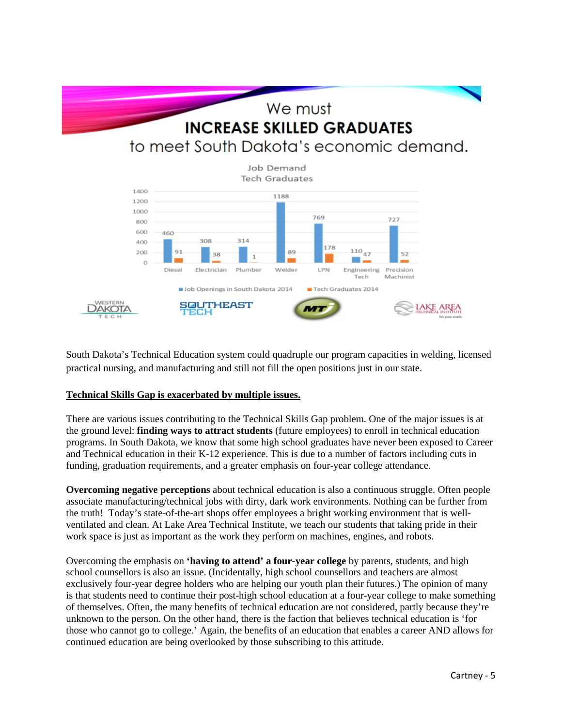We must

**INCREASE SKILLED GRADUATES**

to meet South Dakota's economic demand.

Job Demand
Tech Graduates

| | Diesel | Electrician | Plumber | Welder | LPN | Engineering Tech | Precision Machinist |
|---|---|---|---|---|---|---|---|
| Job Openings in South Dakota 2014 | 460 | 308 | 314 | 1188 | 769 | 110 | 727 |
| Tech Graduates 2014 | 91 | 38 | 1 | 89 | 178 | 47 | 52 |

WESTERN DAKOTA TECH | SOUTHEAST TECH | MT | LAKE AREA TECHNICAL INSTITUTE

South Dakota's Technical Education system could quadruple our program capacities in welding, licensed practical nursing, and manufacturing and still not fill the open positions just in our state.

**Technical Skills Gap is exacerbated by multiple issues.**

There are various issues contributing to the Technical Skills Gap problem. One of the major issues is at the ground level: **finding ways to attract students** (future employees) to enroll in technical education programs. In South Dakota, we know that some high school graduates have never been exposed to Career and Technical education in their K-12 experience. This is due to a number of factors including cuts in funding, graduation requirements, and a greater emphasis on four-year college attendance.

**Overcoming negative perceptions** about technical education is also a continuous struggle. Often people associate manufacturing/technical jobs with dirty, dark work environments. Nothing can be further from the truth! Today's state-of-the-art shops offer employees a bright working environment that is well-ventilated and clean. At Lake Area Technical Institute, we teach our students that taking pride in their work space is just as important as the work they perform on machines, engines, and robots.

Overcoming the emphasis on **'having to attend' a four-year college** by parents, students, and high school counsellors is also an issue. (Incidentally, high school counsellors and teachers are almost exclusively four-year degree holders who are helping our youth plan their futures.) The opinion of many is that students need to continue their post-high school education at a four-year college to make something of themselves. Often, the many benefits of technical education are not considered, partly because they're unknown to the person. On the other hand, there is the faction that believes technical education is 'for those who cannot go to college.' Again, the benefits of an education that enables a career AND allows for continued education are being overlooked by those subscribing to this attitude.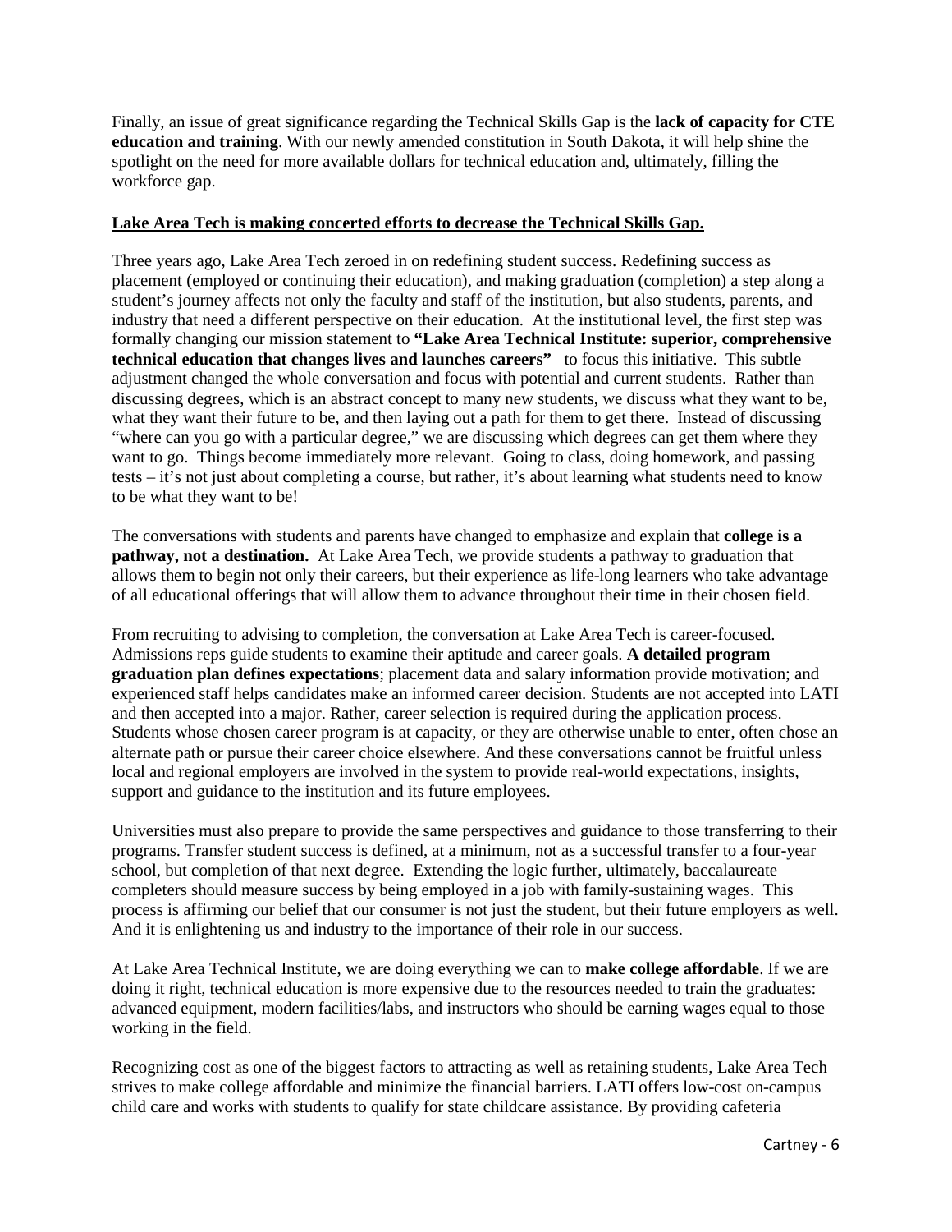Finally, an issue of great significance regarding the Technical Skills Gap is the **lack of capacity for CTE education and training**. With our newly amended constitution in South Dakota, it will help shine the spotlight on the need for more available dollars for technical education and, ultimately, filling the workforce gap.

**Lake Area Tech is making concerted efforts to decrease the Technical Skills Gap.**

Three years ago, Lake Area Tech zeroed in on redefining student success. Redefining success as placement (employed or continuing their education), and making graduation (completion) a step along a student's journey affects not only the faculty and staff of the institution, but also students, parents, and industry that need a different perspective on their education. At the institutional level, the first step was formally changing our mission statement to **"Lake Area Technical Institute: superior, comprehensive technical education that changes lives and launches careers"** to focus this initiative. This subtle adjustment changed the whole conversation and focus with potential and current students. Rather than discussing degrees, which is an abstract concept to many new students, we discuss what they want to be, what they want their future to be, and then laying out a path for them to get there. Instead of discussing "where can you go with a particular degree," we are discussing which degrees can get them where they want to go. Things become immediately more relevant. Going to class, doing homework, and passing tests – it's not just about completing a course, but rather, it's about learning what students need to know to be what they want to be!

The conversations with students and parents have changed to emphasize and explain that **college is a pathway, not a destination.** At Lake Area Tech, we provide students a pathway to graduation that allows them to begin not only their careers, but their experience as life-long learners who take advantage of all educational offerings that will allow them to advance throughout their time in their chosen field.

From recruiting to advising to completion, the conversation at Lake Area Tech is career-focused. Admissions reps guide students to examine their aptitude and career goals. **A detailed program graduation plan defines expectations**; placement data and salary information provide motivation; and experienced staff helps candidates make an informed career decision. Students are not accepted into LATI and then accepted into a major. Rather, career selection is required during the application process. Students whose chosen career program is at capacity, or they are otherwise unable to enter, often chose an alternate path or pursue their career choice elsewhere. And these conversations cannot be fruitful unless local and regional employers are involved in the system to provide real-world expectations, insights, support and guidance to the institution and its future employees.

Universities must also prepare to provide the same perspectives and guidance to those transferring to their programs. Transfer student success is defined, at a minimum, not as a successful transfer to a four-year school, but completion of that next degree. Extending the logic further, ultimately, baccalaureate completers should measure success by being employed in a job with family-sustaining wages. This process is affirming our belief that our consumer is not just the student, but their future employers as well. And it is enlightening us and industry to the importance of their role in our success.

At Lake Area Technical Institute, we are doing everything we can to **make college affordable**. If we are doing it right, technical education is more expensive due to the resources needed to train the graduates: advanced equipment, modern facilities/labs, and instructors who should be earning wages equal to those working in the field.

Recognizing cost as one of the biggest factors to attracting as well as retaining students, Lake Area Tech strives to make college affordable and minimize the financial barriers. LATI offers low-cost on-campus child care and works with students to qualify for state childcare assistance. By providing cafeteria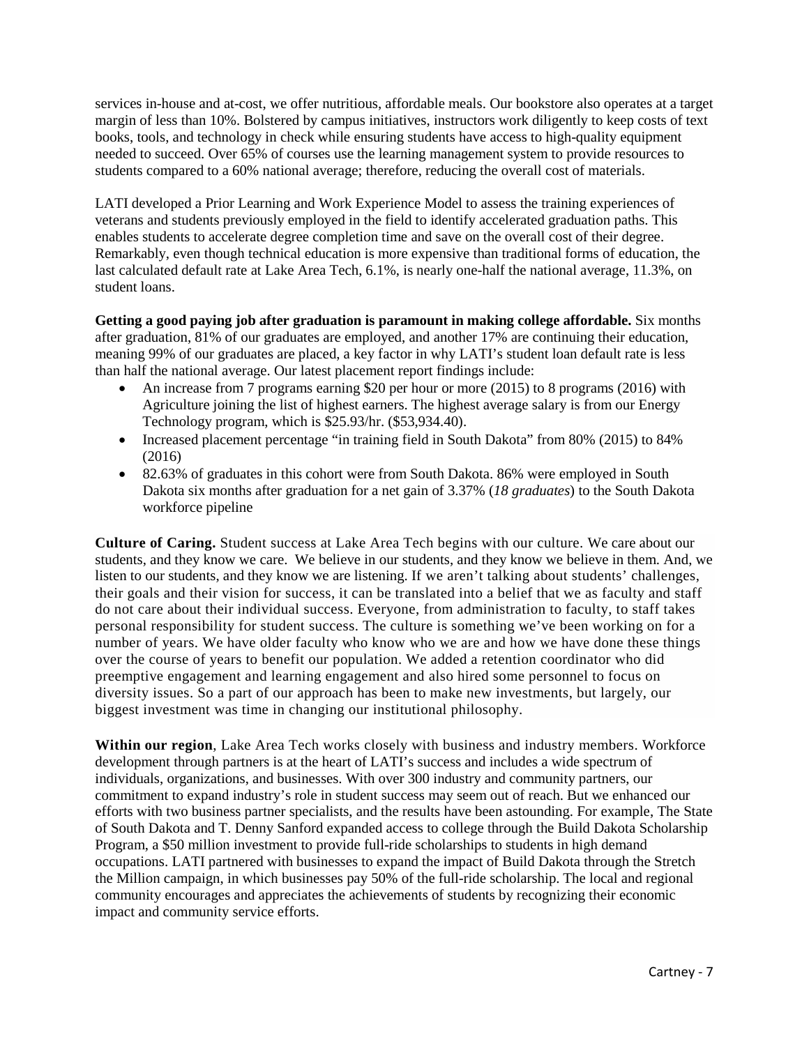services in-house and at-cost, we offer nutritious, affordable meals. Our bookstore also operates at a target margin of less than 10%. Bolstered by campus initiatives, instructors work diligently to keep costs of text books, tools, and technology in check while ensuring students have access to high-quality equipment needed to succeed. Over 65% of courses use the learning management system to provide resources to students compared to a 60% national average; therefore, reducing the overall cost of materials.

LATI developed a Prior Learning and Work Experience Model to assess the training experiences of veterans and students previously employed in the field to identify accelerated graduation paths. This enables students to accelerate degree completion time and save on the overall cost of their degree. Remarkably, even though technical education is more expensive than traditional forms of education, the last calculated default rate at Lake Area Tech, 6.1%, is nearly one-half the national average, 11.3%, on student loans.

**Getting a good paying job after graduation is paramount in making college affordable.** Six months after graduation, 81% of our graduates are employed, and another 17% are continuing their education, meaning 99% of our graduates are placed, a key factor in why LATI's student loan default rate is less than half the national average. Our latest placement report findings include:

- An increase from 7 programs earning $20 per hour or more (2015) to 8 programs (2016) with Agriculture joining the list of highest earners. The highest average salary is from our Energy Technology program, which is $25.93/hr. ($53,934.40).
- Increased placement percentage "in training field in South Dakota" from 80% (2015) to 84% (2016)
- 82.63% of graduates in this cohort were from South Dakota. 86% were employed in South Dakota six months after graduation for a net gain of 3.37% (*18 graduates*) to the South Dakota workforce pipeline

**Culture of Caring.** Student success at Lake Area Tech begins with our culture. We care about our students, and they know we care. We believe in our students, and they know we believe in them. And, we listen to our students, and they know we are listening. If we aren't talking about students' challenges, their goals and their vision for success, it can be translated into a belief that we as faculty and staff do not care about their individual success. Everyone, from administration to faculty, to staff takes personal responsibility for student success. The culture is something we've been working on for a number of years. We have older faculty who know who we are and how we have done these things over the course of years to benefit our population. We added a retention coordinator who did preemptive engagement and learning engagement and also hired some personnel to focus on diversity issues. So a part of our approach has been to make new investments, but largely, our biggest investment was time in changing our institutional philosophy.

**Within our region**, Lake Area Tech works closely with business and industry members. Workforce development through partners is at the heart of LATI's success and includes a wide spectrum of individuals, organizations, and businesses. With over 300 industry and community partners, our commitment to expand industry's role in student success may seem out of reach. But we enhanced our efforts with two business partner specialists, and the results have been astounding. For example, The State of South Dakota and T. Denny Sanford expanded access to college through the Build Dakota Scholarship Program, a $50 million investment to provide full-ride scholarships to students in high demand occupations. LATI partnered with businesses to expand the impact of Build Dakota through the Stretch the Million campaign, in which businesses pay 50% of the full-ride scholarship. The local and regional community encourages and appreciates the achievements of students by recognizing their economic impact and community service efforts.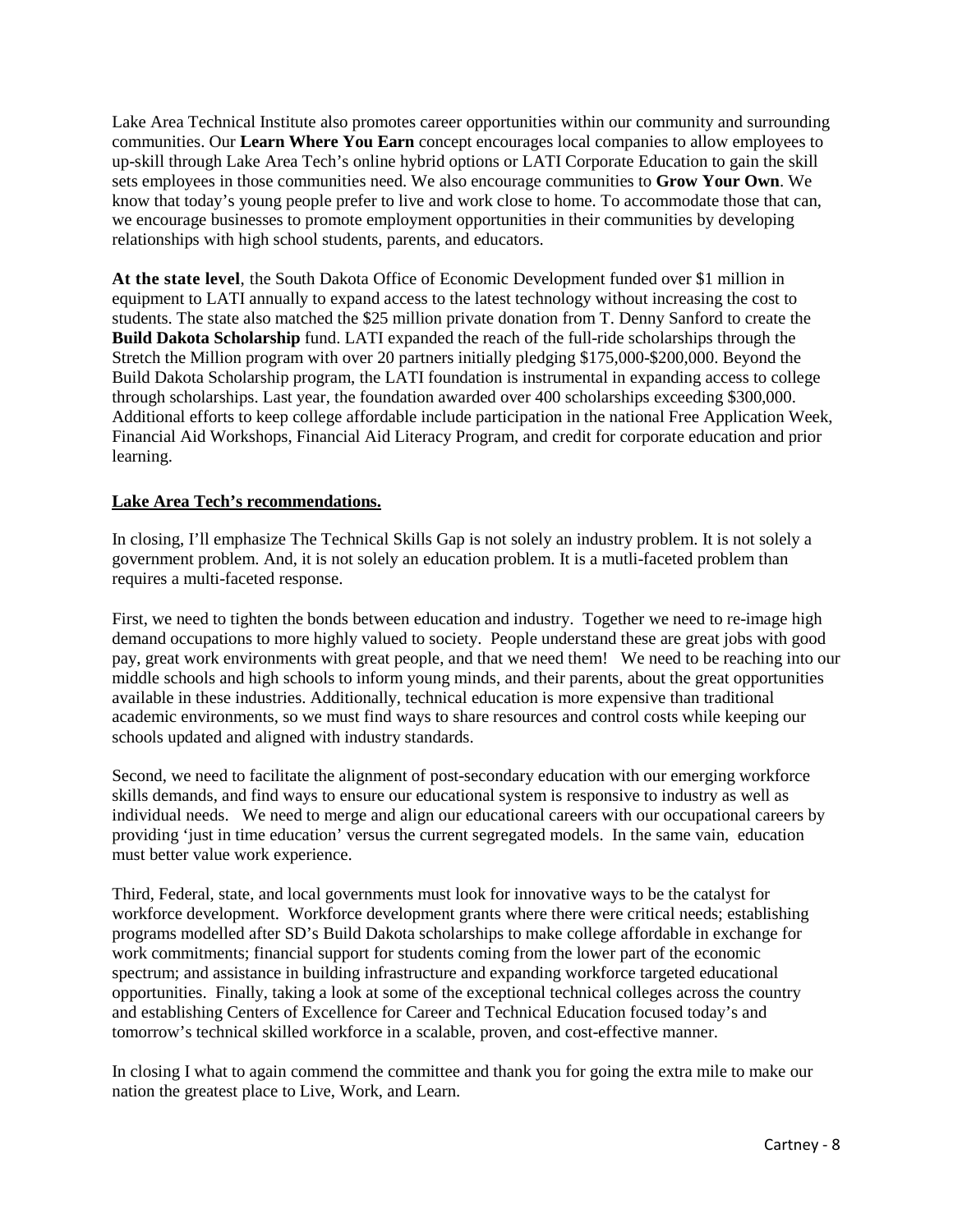Lake Area Technical Institute also promotes career opportunities within our community and surrounding communities. Our **Learn Where You Earn** concept encourages local companies to allow employees to up-skill through Lake Area Tech's online hybrid options or LATI Corporate Education to gain the skill sets employees in those communities need. We also encourage communities to **Grow Your Own**. We know that today's young people prefer to live and work close to home. To accommodate those that can, we encourage businesses to promote employment opportunities in their communities by developing relationships with high school students, parents, and educators.

**At the state level**, the South Dakota Office of Economic Development funded over $1 million in equipment to LATI annually to expand access to the latest technology without increasing the cost to students. The state also matched the $25 million private donation from T. Denny Sanford to create the **Build Dakota Scholarship** fund. LATI expanded the reach of the full-ride scholarships through the Stretch the Million program with over 20 partners initially pledging $175,000-$200,000. Beyond the Build Dakota Scholarship program, the LATI foundation is instrumental in expanding access to college through scholarships. Last year, the foundation awarded over 400 scholarships exceeding $300,000. Additional efforts to keep college affordable include participation in the national Free Application Week, Financial Aid Workshops, Financial Aid Literacy Program, and credit for corporate education and prior learning.

**<u>Lake Area Tech's recommendations.</u>**

In closing, I'll emphasize The Technical Skills Gap is not solely an industry problem. It is not solely a government problem. And, it is not solely an education problem. It is a mutli-faceted problem than requires a multi-faceted response.

First, we need to tighten the bonds between education and industry. Together we need to re-image high demand occupations to more highly valued to society. People understand these are great jobs with good pay, great work environments with great people, and that we need them! We need to be reaching into our middle schools and high schools to inform young minds, and their parents, about the great opportunities available in these industries. Additionally, technical education is more expensive than traditional academic environments, so we must find ways to share resources and control costs while keeping our schools updated and aligned with industry standards.

Second, we need to facilitate the alignment of post-secondary education with our emerging workforce skills demands, and find ways to ensure our educational system is responsive to industry as well as individual needs. We need to merge and align our educational careers with our occupational careers by providing 'just in time education' versus the current segregated models. In the same vain, education must better value work experience.

Third, Federal, state, and local governments must look for innovative ways to be the catalyst for workforce development. Workforce development grants where there were critical needs; establishing programs modelled after SD's Build Dakota scholarships to make college affordable in exchange for work commitments; financial support for students coming from the lower part of the economic spectrum; and assistance in building infrastructure and expanding workforce targeted educational opportunities. Finally, taking a look at some of the exceptional technical colleges across the country and establishing Centers of Excellence for Career and Technical Education focused today's and tomorrow's technical skilled workforce in a scalable, proven, and cost-effective manner.

In closing I what to again commend the committee and thank you for going the extra mile to make our nation the greatest place to Live, Work, and Learn.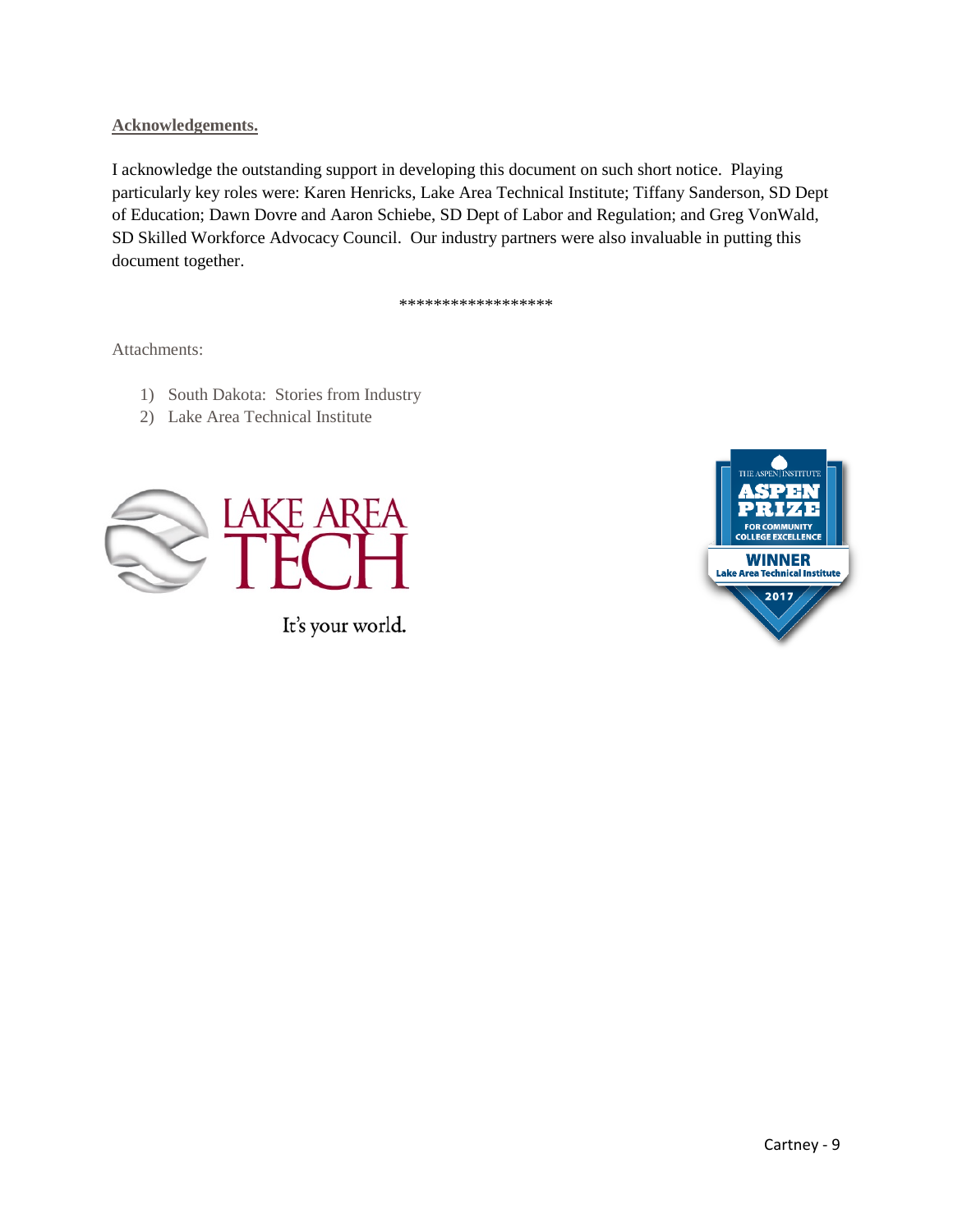**Acknowledgements.**

I acknowledge the outstanding support in developing this document on such short notice. Playing particularly key roles were: Karen Henricks, Lake Area Technical Institute; Tiffany Sanderson, SD Dept of Education; Dawn Dovre and Aaron Schiebe, SD Dept of Labor and Regulation; and Greg VonWald, SD Skilled Workforce Advocacy Council. Our industry partners were also invaluable in putting this document together.

******************

Attachments:

1) South Dakota: Stories from Industry
2) Lake Area Technical Institute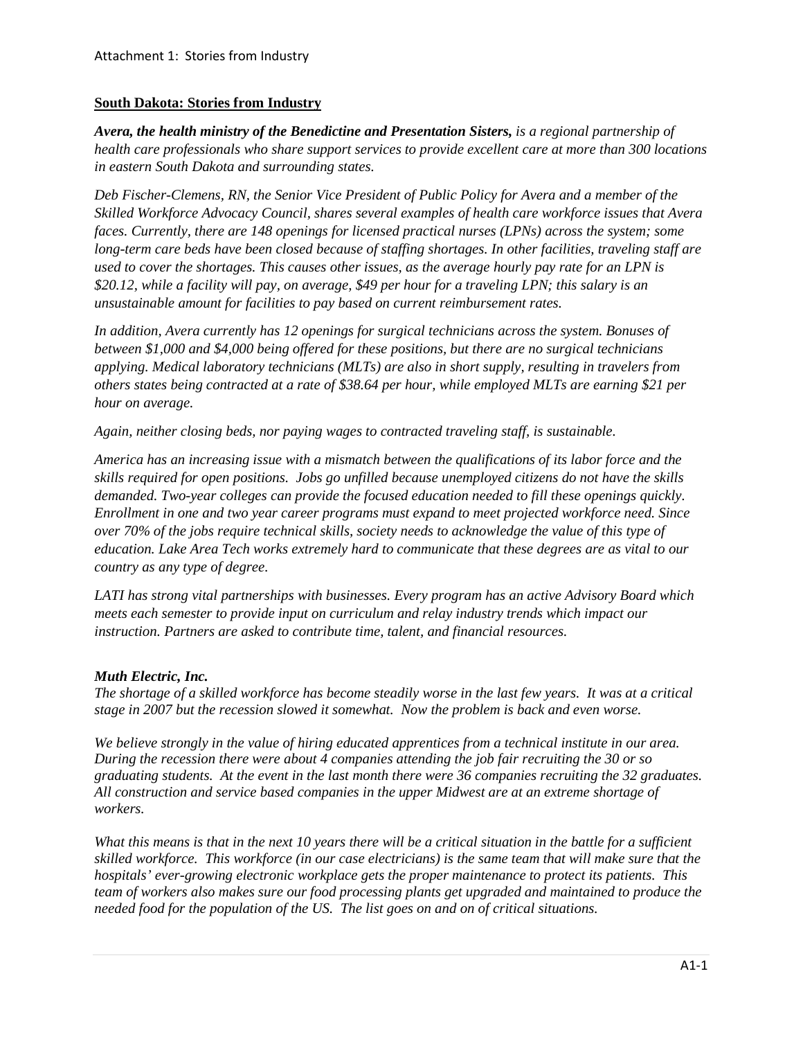## South Dakota: Stories from Industry

***Avera, the health ministry of the Benedictine and Presentation Sisters,*** *is a regional partnership of health care professionals who share support services to provide excellent care at more than 300 locations in eastern South Dakota and surrounding states.*

*Deb Fischer-Clemens, RN, the Senior Vice President of Public Policy for Avera and a member of the Skilled Workforce Advocacy Council, shares several examples of health care workforce issues that Avera faces. Currently, there are 148 openings for licensed practical nurses (LPNs) across the system; some long-term care beds have been closed because of staffing shortages. In other facilities, traveling staff are used to cover the shortages. This causes other issues, as the average hourly pay rate for an LPN is $20.12, while a facility will pay, on average, $49 per hour for a traveling LPN; this salary is an unsustainable amount for facilities to pay based on current reimbursement rates.*

*In addition, Avera currently has 12 openings for surgical technicians across the system. Bonuses of between $1,000 and $4,000 being offered for these positions, but there are no surgical technicians applying. Medical laboratory technicians (MLTs) are also in short supply, resulting in travelers from others states being contracted at a rate of $38.64 per hour, while employed MLTs are earning $21 per hour on average.*

*Again, neither closing beds, nor paying wages to contracted traveling staff, is sustainable.*

*America has an increasing issue with a mismatch between the qualifications of its labor force and the skills required for open positions. Jobs go unfilled because unemployed citizens do not have the skills demanded. Two-year colleges can provide the focused education needed to fill these openings quickly. Enrollment in one and two year career programs must expand to meet projected workforce need. Since over 70% of the jobs require technical skills, society needs to acknowledge the value of this type of education. Lake Area Tech works extremely hard to communicate that these degrees are as vital to our country as any type of degree.*

*LATI has strong vital partnerships with businesses. Every program has an active Advisory Board which meets each semester to provide input on curriculum and relay industry trends which impact our instruction. Partners are asked to contribute time, talent, and financial resources.*

***Muth Electric, Inc.***

*The shortage of a skilled workforce has become steadily worse in the last few years. It was at a critical stage in 2007 but the recession slowed it somewhat. Now the problem is back and even worse.*

*We believe strongly in the value of hiring educated apprentices from a technical institute in our area. During the recession there were about 4 companies attending the job fair recruiting the 30 or so graduating students. At the event in the last month there were 36 companies recruiting the 32 graduates. All construction and service based companies in the upper Midwest are at an extreme shortage of workers.*

*What this means is that in the next 10 years there will be a critical situation in the battle for a sufficient skilled workforce. This workforce (in our case electricians) is the same team that will make sure that the hospitals' ever-growing electronic workplace gets the proper maintenance to protect its patients. This team of workers also makes sure our food processing plants get upgraded and maintained to produce the needed food for the population of the US. The list goes on and on of critical situations.*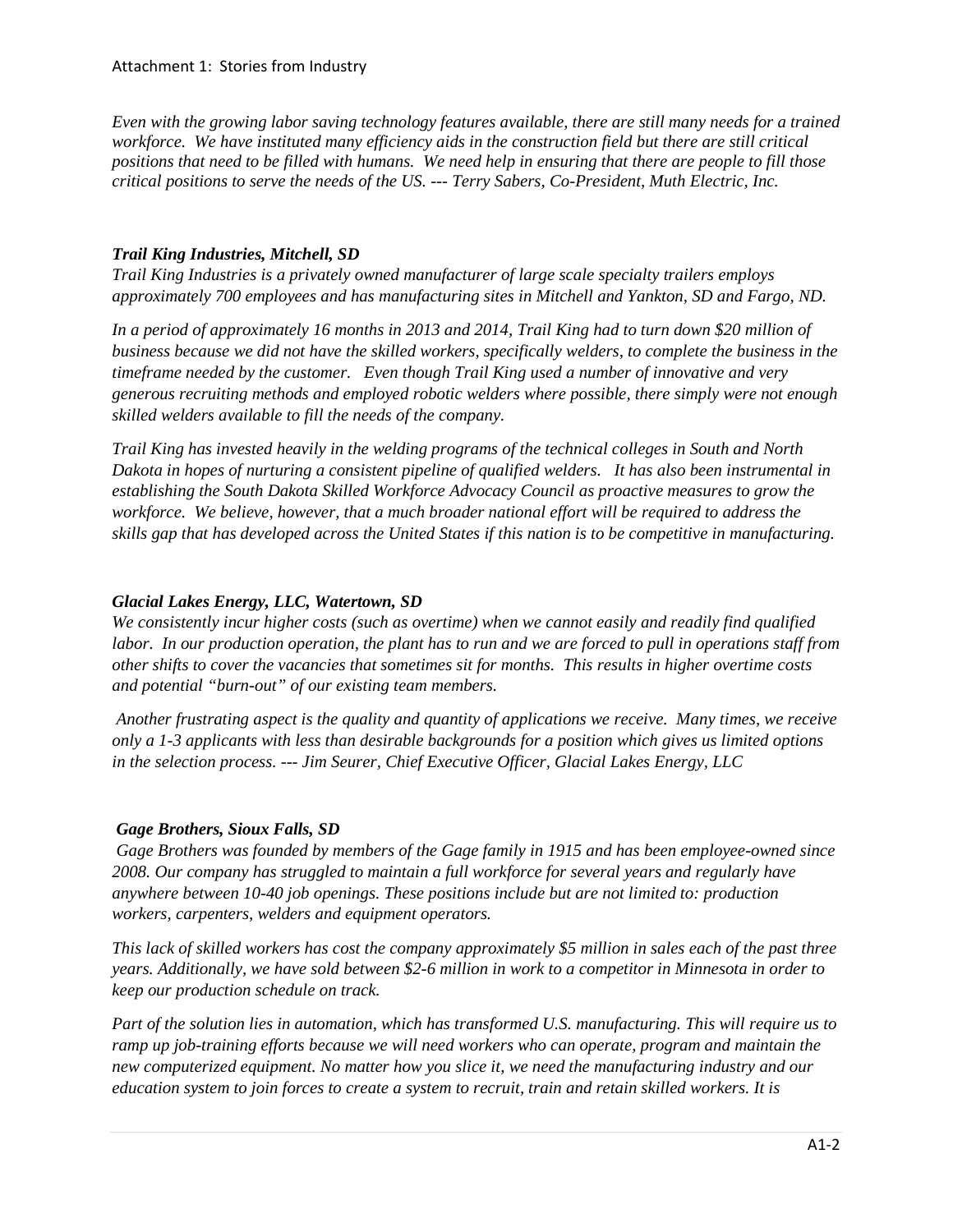*Even with the growing labor saving technology features available, there are still many needs for a trained workforce. We have instituted many efficiency aids in the construction field but there are still critical positions that need to be filled with humans. We need help in ensuring that there are people to fill those critical positions to serve the needs of the US. --- Terry Sabers, Co-President, Muth Electric, Inc.*

***Trail King Industries, Mitchell, SD***

*Trail King Industries is a privately owned manufacturer of large scale specialty trailers employs approximately 700 employees and has manufacturing sites in Mitchell and Yankton, SD and Fargo, ND.*

*In a period of approximately 16 months in 2013 and 2014, Trail King had to turn down $20 million of business because we did not have the skilled workers, specifically welders, to complete the business in the timeframe needed by the customer. Even though Trail King used a number of innovative and very generous recruiting methods and employed robotic welders where possible, there simply were not enough skilled welders available to fill the needs of the company.*

*Trail King has invested heavily in the welding programs of the technical colleges in South and North Dakota in hopes of nurturing a consistent pipeline of qualified welders. It has also been instrumental in establishing the South Dakota Skilled Workforce Advocacy Council as proactive measures to grow the workforce. We believe, however, that a much broader national effort will be required to address the skills gap that has developed across the United States if this nation is to be competitive in manufacturing.*

***Glacial Lakes Energy, LLC, Watertown, SD***

*We consistently incur higher costs (such as overtime) when we cannot easily and readily find qualified labor. In our production operation, the plant has to run and we are forced to pull in operations staff from other shifts to cover the vacancies that sometimes sit for months. This results in higher overtime costs and potential "burn-out" of our existing team members.*

*Another frustrating aspect is the quality and quantity of applications we receive. Many times, we receive only a 1-3 applicants with less than desirable backgrounds for a position which gives us limited options in the selection process. --- Jim Seurer, Chief Executive Officer, Glacial Lakes Energy, LLC*

***Gage Brothers, Sioux Falls, SD***

*Gage Brothers was founded by members of the Gage family in 1915 and has been employee-owned since 2008. Our company has struggled to maintain a full workforce for several years and regularly have anywhere between 10-40 job openings. These positions include but are not limited to: production workers, carpenters, welders and equipment operators.*

*This lack of skilled workers has cost the company approximately $5 million in sales each of the past three years. Additionally, we have sold between $2-6 million in work to a competitor in Minnesota in order to keep our production schedule on track.*

*Part of the solution lies in automation, which has transformed U.S. manufacturing. This will require us to ramp up job-training efforts because we will need workers who can operate, program and maintain the new computerized equipment. No matter how you slice it, we need the manufacturing industry and our education system to join forces to create a system to recruit, train and retain skilled workers. It is*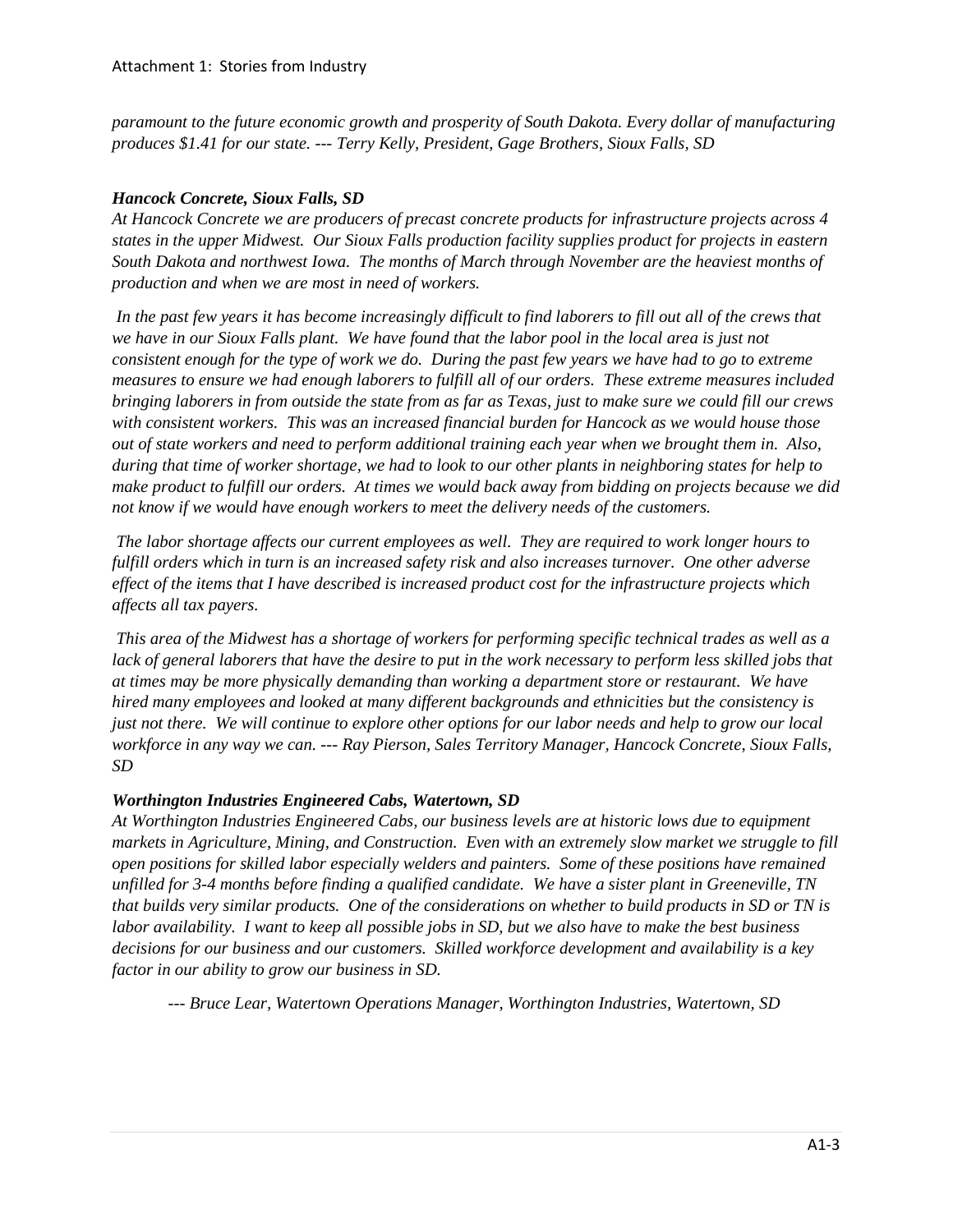*paramount to the future economic growth and prosperity of South Dakota. Every dollar of manufacturing produces $1.41 for our state. --- Terry Kelly, President, Gage Brothers, Sioux Falls, SD*

***Hancock Concrete, Sioux Falls, SD***

*At Hancock Concrete we are producers of precast concrete products for infrastructure projects across 4 states in the upper Midwest. Our Sioux Falls production facility supplies product for projects in eastern South Dakota and northwest Iowa. The months of March through November are the heaviest months of production and when we are most in need of workers.*

*In the past few years it has become increasingly difficult to find laborers to fill out all of the crews that we have in our Sioux Falls plant. We have found that the labor pool in the local area is just not consistent enough for the type of work we do. During the past few years we have had to go to extreme measures to ensure we had enough laborers to fulfill all of our orders. These extreme measures included bringing laborers in from outside the state from as far as Texas, just to make sure we could fill our crews with consistent workers. This was an increased financial burden for Hancock as we would house those out of state workers and need to perform additional training each year when we brought them in. Also, during that time of worker shortage, we had to look to our other plants in neighboring states for help to make product to fulfill our orders. At times we would back away from bidding on projects because we did not know if we would have enough workers to meet the delivery needs of the customers.*

*The labor shortage affects our current employees as well. They are required to work longer hours to fulfill orders which in turn is an increased safety risk and also increases turnover. One other adverse effect of the items that I have described is increased product cost for the infrastructure projects which affects all tax payers.*

*This area of the Midwest has a shortage of workers for performing specific technical trades as well as a lack of general laborers that have the desire to put in the work necessary to perform less skilled jobs that at times may be more physically demanding than working a department store or restaurant. We have hired many employees and looked at many different backgrounds and ethnicities but the consistency is just not there. We will continue to explore other options for our labor needs and help to grow our local workforce in any way we can. --- Ray Pierson, Sales Territory Manager, Hancock Concrete, Sioux Falls, SD*

***Worthington Industries Engineered Cabs, Watertown, SD***

*At Worthington Industries Engineered Cabs, our business levels are at historic lows due to equipment markets in Agriculture, Mining, and Construction. Even with an extremely slow market we struggle to fill open positions for skilled labor especially welders and painters. Some of these positions have remained unfilled for 3-4 months before finding a qualified candidate. We have a sister plant in Greeneville, TN that builds very similar products. One of the considerations on whether to build products in SD or TN is labor availability. I want to keep all possible jobs in SD, but we also have to make the best business decisions for our business and our customers. Skilled workforce development and availability is a key factor in our ability to grow our business in SD.*

*--- Bruce Lear, Watertown Operations Manager, Worthington Industries, Watertown, SD*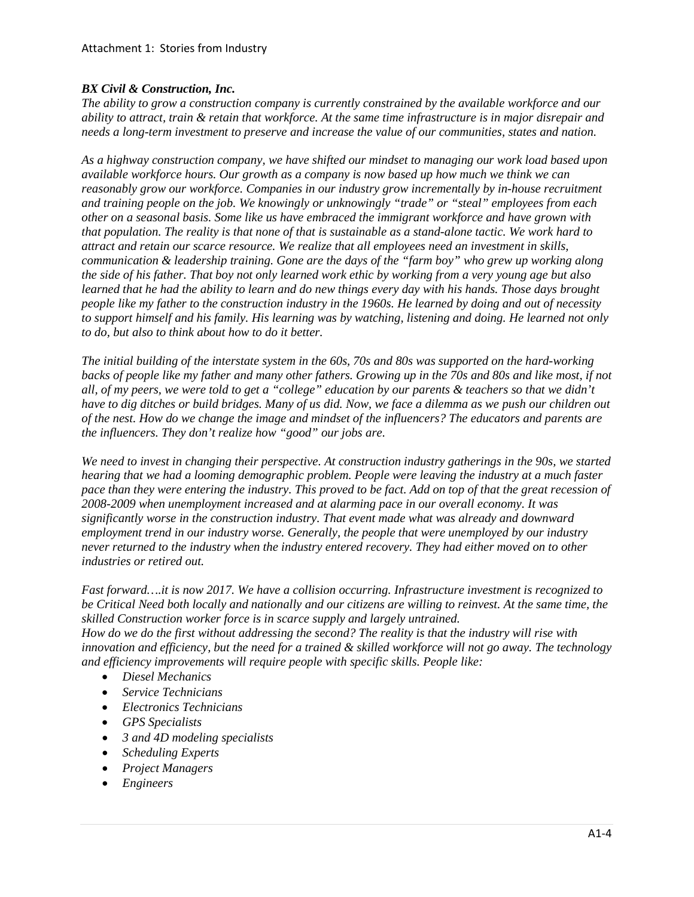Attachment 1: Stories from Industry

***BX Civil & Construction, Inc.***

*The ability to grow a construction company is currently constrained by the available workforce and our ability to attract, train & retain that workforce. At the same time infrastructure is in major disrepair and needs a long-term investment to preserve and increase the value of our communities, states and nation.*

*As a highway construction company, we have shifted our mindset to managing our work load based upon available workforce hours. Our growth as a company is now based up how much we think we can reasonably grow our workforce. Companies in our industry grow incrementally by in-house recruitment and training people on the job. We knowingly or unknowingly "trade" or "steal" employees from each other on a seasonal basis. Some like us have embraced the immigrant workforce and have grown with that population. The reality is that none of that is sustainable as a stand-alone tactic. We work hard to attract and retain our scarce resource. We realize that all employees need an investment in skills, communication & leadership training. Gone are the days of the "farm boy" who grew up working along the side of his father. That boy not only learned work ethic by working from a very young age but also learned that he had the ability to learn and do new things every day with his hands. Those days brought people like my father to the construction industry in the 1960s. He learned by doing and out of necessity to support himself and his family. His learning was by watching, listening and doing. He learned not only to do, but also to think about how to do it better.*

*The initial building of the interstate system in the 60s, 70s and 80s was supported on the hard-working backs of people like my father and many other fathers. Growing up in the 70s and 80s and like most, if not all, of my peers, we were told to get a "college" education by our parents & teachers so that we didn't have to dig ditches or build bridges. Many of us did. Now, we face a dilemma as we push our children out of the nest. How do we change the image and mindset of the influencers? The educators and parents are the influencers. They don't realize how "good" our jobs are.*

*We need to invest in changing their perspective. At construction industry gatherings in the 90s, we started hearing that we had a looming demographic problem. People were leaving the industry at a much faster pace than they were entering the industry. This proved to be fact. Add on top of that the great recession of 2008-2009 when unemployment increased and at alarming pace in our overall economy. It was significantly worse in the construction industry. That event made what was already and downward employment trend in our industry worse. Generally, the people that were unemployed by our industry never returned to the industry when the industry entered recovery. They had either moved on to other industries or retired out.*

*Fast forward….it is now 2017. We have a collision occurring. Infrastructure investment is recognized to be Critical Need both locally and nationally and our citizens are willing to reinvest. At the same time, the skilled Construction worker force is in scarce supply and largely untrained.*
*How do we do the first without addressing the second? The reality is that the industry will rise with innovation and efficiency, but the need for a trained & skilled workforce will not go away. The technology and efficiency improvements will require people with specific skills. People like:*

- *Diesel Mechanics*
- *Service Technicians*
- *Electronics Technicians*
- *GPS Specialists*
- *3 and 4D modeling specialists*
- *Scheduling Experts*
- *Project Managers*
- *Engineers*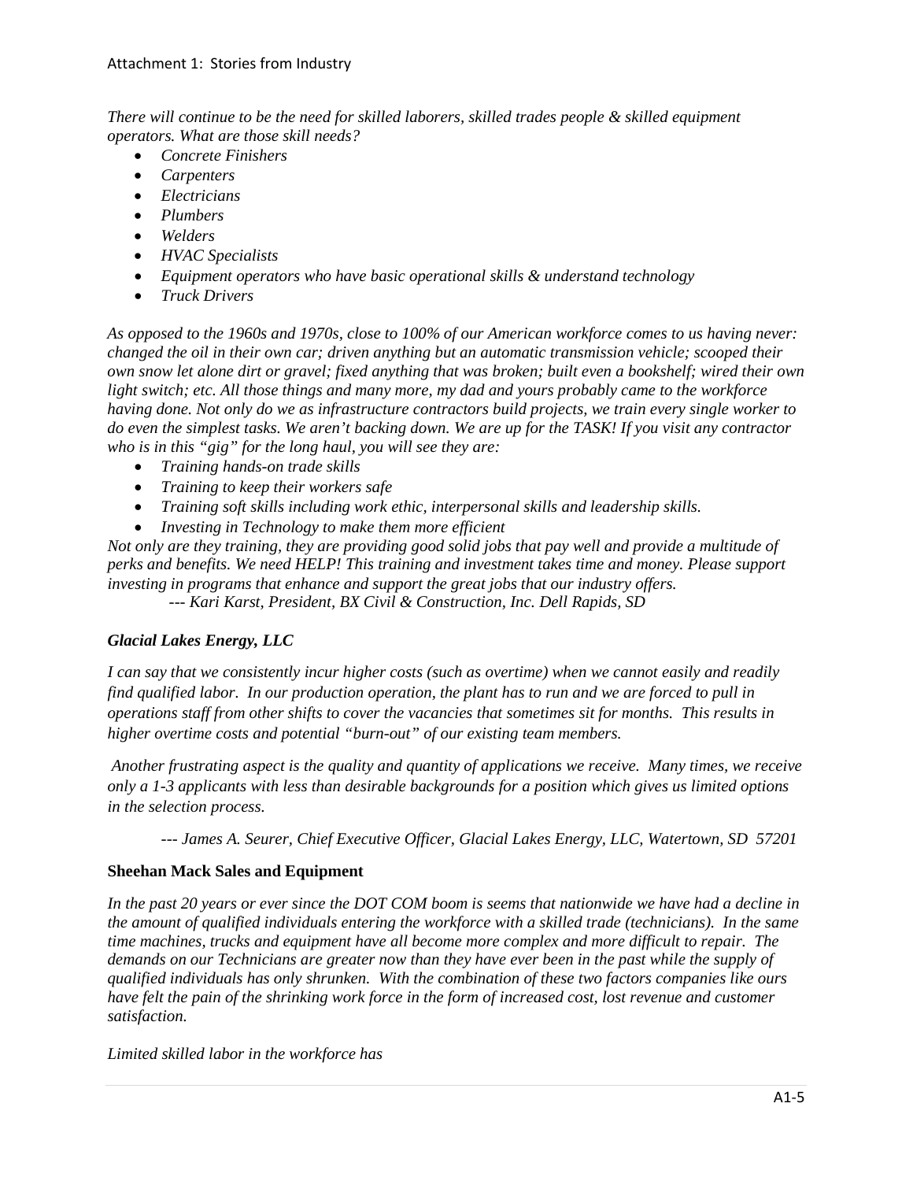*There will continue to be the need for skilled laborers, skilled trades people & skilled equipment operators. What are those skill needs?*

- *Concrete Finishers*
- *Carpenters*
- *Electricians*
- *Plumbers*
- *Welders*
- *HVAC Specialists*
- *Equipment operators who have basic operational skills & understand technology*
- *Truck Drivers*

*As opposed to the 1960s and 1970s, close to 100% of our American workforce comes to us having never: changed the oil in their own car; driven anything but an automatic transmission vehicle; scooped their own snow let alone dirt or gravel; fixed anything that was broken; built even a bookshelf; wired their own light switch; etc. All those things and many more, my dad and yours probably came to the workforce having done. Not only do we as infrastructure contractors build projects, we train every single worker to do even the simplest tasks. We aren't backing down. We are up for the TASK! If you visit any contractor who is in this "gig" for the long haul, you will see they are:*

- *Training hands-on trade skills*
- *Training to keep their workers safe*
- *Training soft skills including work ethic, interpersonal skills and leadership skills.*
- *Investing in Technology to make them more efficient*

*Not only are they training, they are providing good solid jobs that pay well and provide a multitude of perks and benefits. We need HELP! This training and investment takes time and money. Please support investing in programs that enhance and support the great jobs that our industry offers.*

*--- Kari Karst, President, BX Civil & Construction, Inc. Dell Rapids, SD*

### ***Glacial Lakes Energy, LLC***

*I can say that we consistently incur higher costs (such as overtime) when we cannot easily and readily find qualified labor. In our production operation, the plant has to run and we are forced to pull in operations staff from other shifts to cover the vacancies that sometimes sit for months. This results in higher overtime costs and potential "burn-out" of our existing team members.*

*Another frustrating aspect is the quality and quantity of applications we receive. Many times, we receive only a 1-3 applicants with less than desirable backgrounds for a position which gives us limited options in the selection process.*

*--- James A. Seurer, Chief Executive Officer, Glacial Lakes Energy, LLC, Watertown, SD 57201*

### **Sheehan Mack Sales and Equipment**

*In the past 20 years or ever since the DOT COM boom is seems that nationwide we have had a decline in the amount of qualified individuals entering the workforce with a skilled trade (technicians). In the same time machines, trucks and equipment have all become more complex and more difficult to repair. The demands on our Technicians are greater now than they have ever been in the past while the supply of qualified individuals has only shrunken. With the combination of these two factors companies like ours have felt the pain of the shrinking work force in the form of increased cost, lost revenue and customer satisfaction.*

*Limited skilled labor in the workforce has*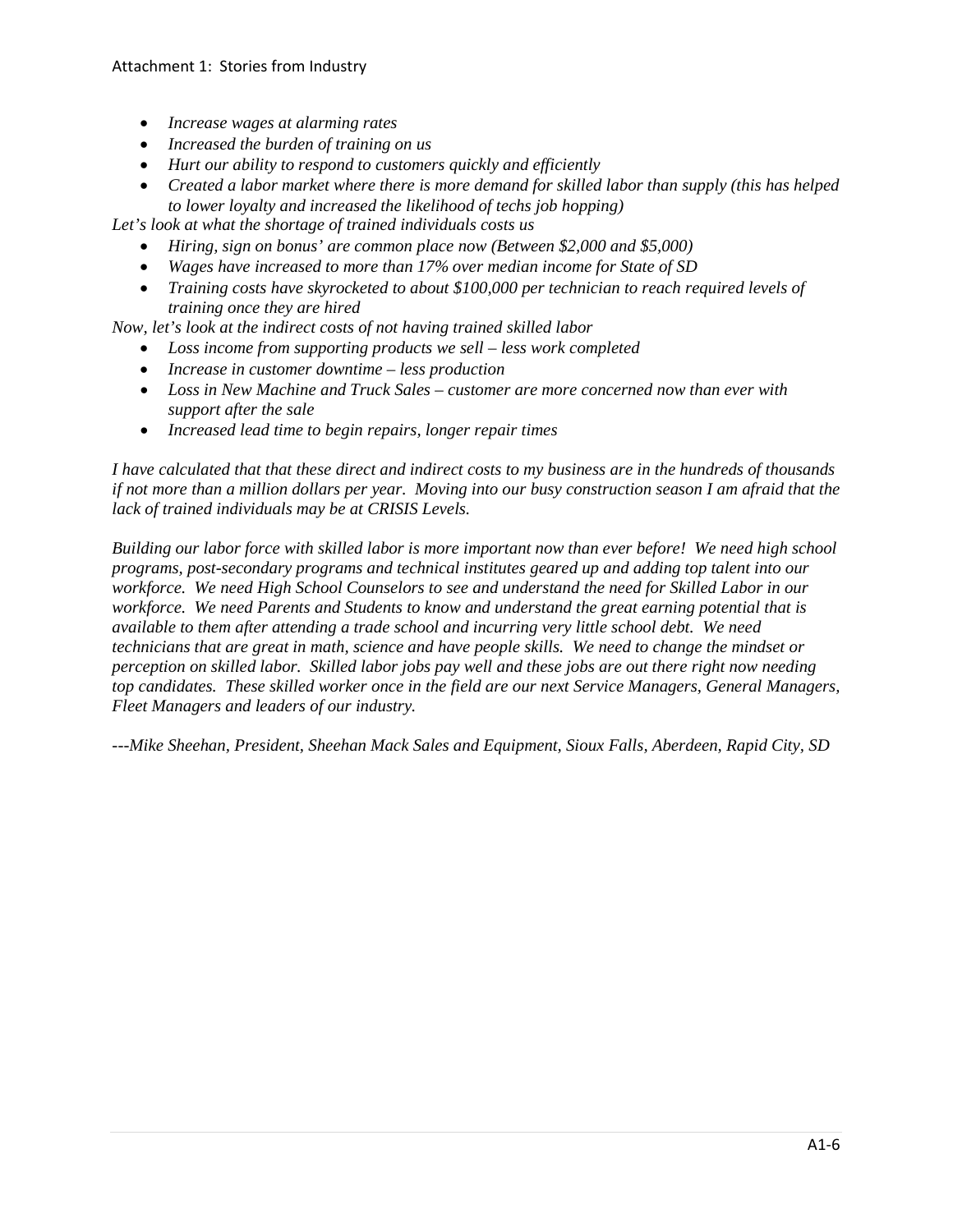- *Increase wages at alarming rates*
- *Increased the burden of training on us*
- *Hurt our ability to respond to customers quickly and efficiently*
- *Created a labor market where there is more demand for skilled labor than supply (this has helped to lower loyalty and increased the likelihood of techs job hopping)*

*Let's look at what the shortage of trained individuals costs us*

- *Hiring, sign on bonus' are common place now (Between $2,000 and $5,000)*
- *Wages have increased to more than 17% over median income for State of SD*
- *Training costs have skyrocketed to about $100,000 per technician to reach required levels of training once they are hired*

*Now, let's look at the indirect costs of not having trained skilled labor*

- *Loss income from supporting products we sell – less work completed*
- *Increase in customer downtime – less production*
- *Loss in New Machine and Truck Sales – customer are more concerned now than ever with support after the sale*
- *Increased lead time to begin repairs, longer repair times*

*I have calculated that that these direct and indirect costs to my business are in the hundreds of thousands if not more than a million dollars per year. Moving into our busy construction season I am afraid that the lack of trained individuals may be at CRISIS Levels.*

*Building our labor force with skilled labor is more important now than ever before! We need high school programs, post-secondary programs and technical institutes geared up and adding top talent into our workforce. We need High School Counselors to see and understand the need for Skilled Labor in our workforce. We need Parents and Students to know and understand the great earning potential that is available to them after attending a trade school and incurring very little school debt. We need technicians that are great in math, science and have people skills. We need to change the mindset or perception on skilled labor. Skilled labor jobs pay well and these jobs are out there right now needing top candidates. These skilled worker once in the field are our next Service Managers, General Managers, Fleet Managers and leaders of our industry.*

*---Mike Sheehan, President, Sheehan Mack Sales and Equipment, Sioux Falls, Aberdeen, Rapid City, SD*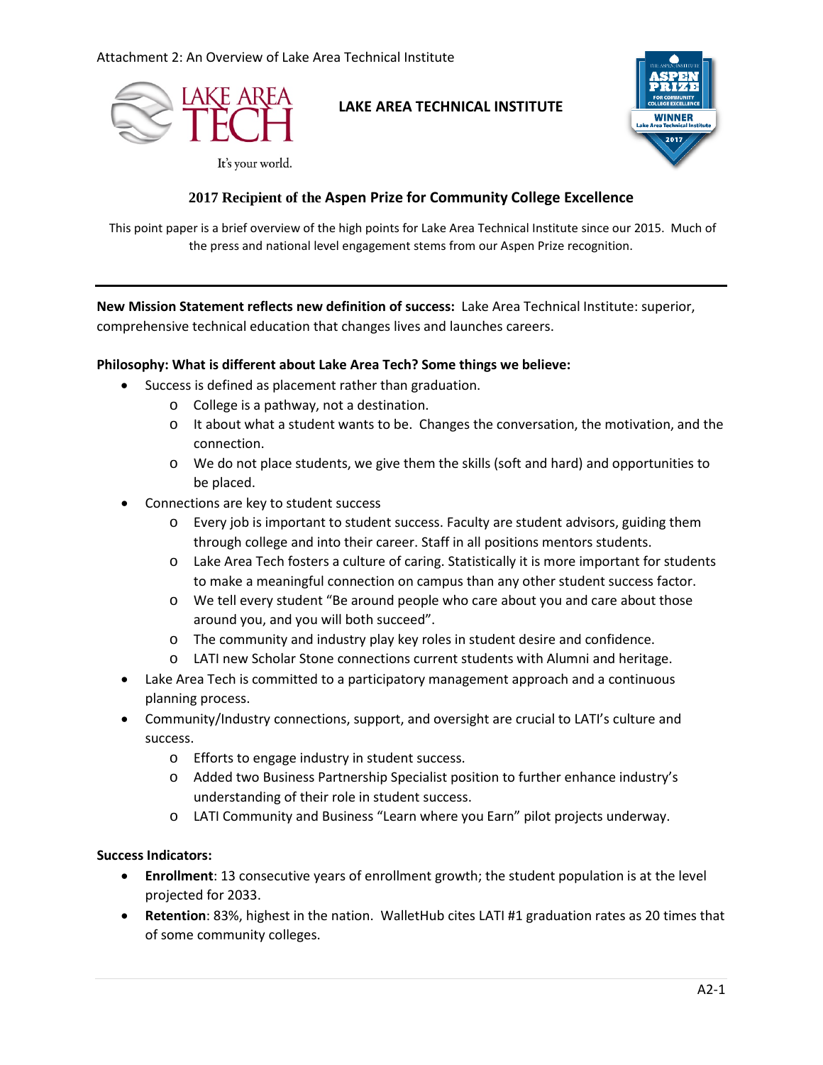Attachment 2: An Overview of Lake Area Technical Institute

LAKE AREA TECH

It's your world.

**LAKE AREA TECHNICAL INSTITUTE**

THE ASPEN INSTITUTE ASPEN PRIZE FOR COMMUNITY COLLEGE EXCELLENCE WINNER Lake Area Technical Institute 2017

## 2017 Recipient of the Aspen Prize for Community College Excellence

This point paper is a brief overview of the high points for Lake Area Technical Institute since our 2015. Much of the press and national level engagement stems from our Aspen Prize recognition.

---

**New Mission Statement reflects new definition of success:** Lake Area Technical Institute: superior, comprehensive technical education that changes lives and launches careers.

**Philosophy: What is different about Lake Area Tech? Some things we believe:**

- Success is defined as placement rather than graduation.
  - College is a pathway, not a destination.
  - It about what a student wants to be. Changes the conversation, the motivation, and the connection.
  - We do not place students, we give them the skills (soft and hard) and opportunities to be placed.
- Connections are key to student success
  - Every job is important to student success. Faculty are student advisors, guiding them through college and into their career. Staff in all positions mentors students.
  - Lake Area Tech fosters a culture of caring. Statistically it is more important for students to make a meaningful connection on campus than any other student success factor.
  - We tell every student "Be around people who care about you and care about those around you, and you will both succeed".
  - The community and industry play key roles in student desire and confidence.
  - LATI new Scholar Stone connections current students with Alumni and heritage.
- Lake Area Tech is committed to a participatory management approach and a continuous planning process.
- Community/Industry connections, support, and oversight are crucial to LATI's culture and success.
  - Efforts to engage industry in student success.
  - Added two Business Partnership Specialist position to further enhance industry's understanding of their role in student success.
  - LATI Community and Business "Learn where you Earn" pilot projects underway.

**Success Indicators:**

- **Enrollment**: 13 consecutive years of enrollment growth; the student population is at the level projected for 2033.
- **Retention**: 83%, highest in the nation. WalletHub cites LATI #1 graduation rates as 20 times that of some community colleges.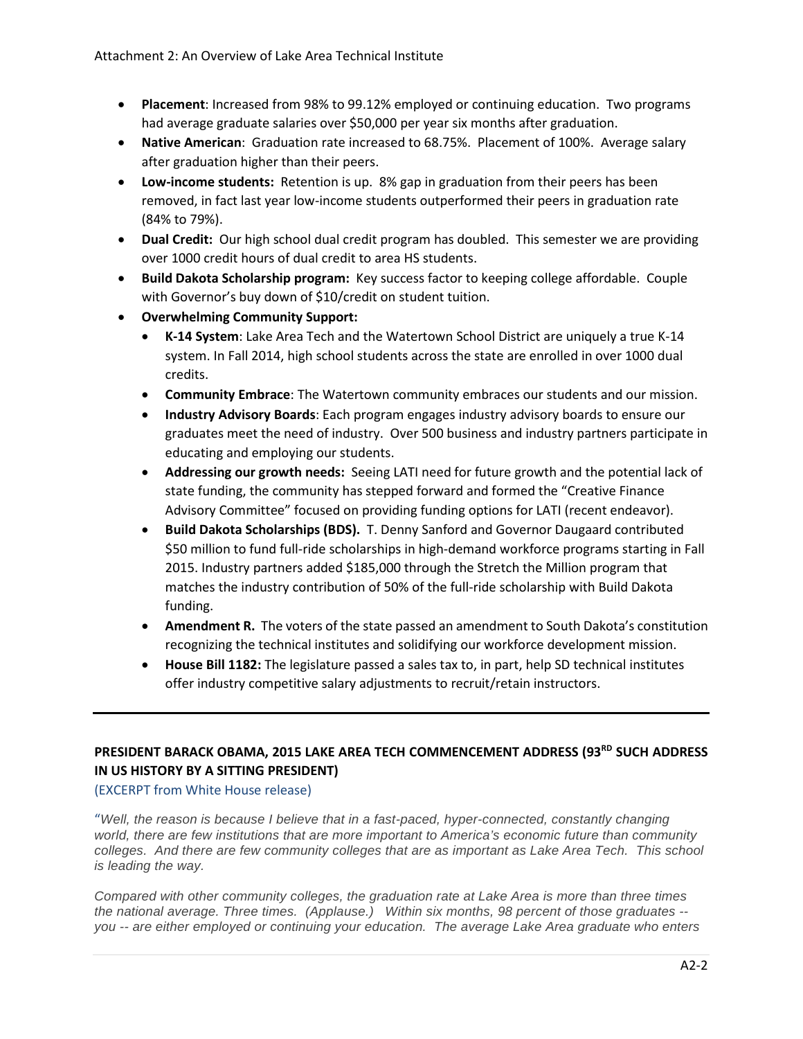- **Placement**: Increased from 98% to 99.12% employed or continuing education. Two programs had average graduate salaries over $50,000 per year six months after graduation.
- **Native American**: Graduation rate increased to 68.75%. Placement of 100%. Average salary after graduation higher than their peers.
- **Low-income students:** Retention is up. 8% gap in graduation from their peers has been removed, in fact last year low-income students outperformed their peers in graduation rate (84% to 79%).
- **Dual Credit:** Our high school dual credit program has doubled. This semester we are providing over 1000 credit hours of dual credit to area HS students.
- **Build Dakota Scholarship program:** Key success factor to keeping college affordable. Couple with Governor's buy down of $10/credit on student tuition.
- **Overwhelming Community Support:**
  - **K-14 System**: Lake Area Tech and the Watertown School District are uniquely a true K-14 system. In Fall 2014, high school students across the state are enrolled in over 1000 dual credits.
  - **Community Embrace**: The Watertown community embraces our students and our mission.
  - **Industry Advisory Boards**: Each program engages industry advisory boards to ensure our graduates meet the need of industry. Over 500 business and industry partners participate in educating and employing our students.
  - **Addressing our growth needs:** Seeing LATI need for future growth and the potential lack of state funding, the community has stepped forward and formed the "Creative Finance Advisory Committee" focused on providing funding options for LATI (recent endeavor).
  - **Build Dakota Scholarships (BDS).** T. Denny Sanford and Governor Daugaard contributed $50 million to fund full-ride scholarships in high-demand workforce programs starting in Fall 2015. Industry partners added $185,000 through the Stretch the Million program that matches the industry contribution of 50% of the full-ride scholarship with Build Dakota funding.
  - **Amendment R.** The voters of the state passed an amendment to South Dakota's constitution recognizing the technical institutes and solidifying our workforce development mission.
  - **House Bill 1182:** The legislature passed a sales tax to, in part, help SD technical institutes offer industry competitive salary adjustments to recruit/retain instructors.

---

**PRESIDENT BARACK OBAMA, 2015 LAKE AREA TECH COMMENCEMENT ADDRESS (93RD SUCH ADDRESS IN US HISTORY BY A SITTING PRESIDENT)**

(EXCERPT from White House release)

"*Well, the reason is because I believe that in a fast-paced, hyper-connected, constantly changing world, there are few institutions that are more important to America's economic future than community colleges. And there are few community colleges that are as important as Lake Area Tech. This school is leading the way.*

*Compared with other community colleges, the graduation rate at Lake Area is more than three times the national average. Three times. (Applause.) Within six months, 98 percent of those graduates -- you -- are either employed or continuing your education. The average Lake Area graduate who enters*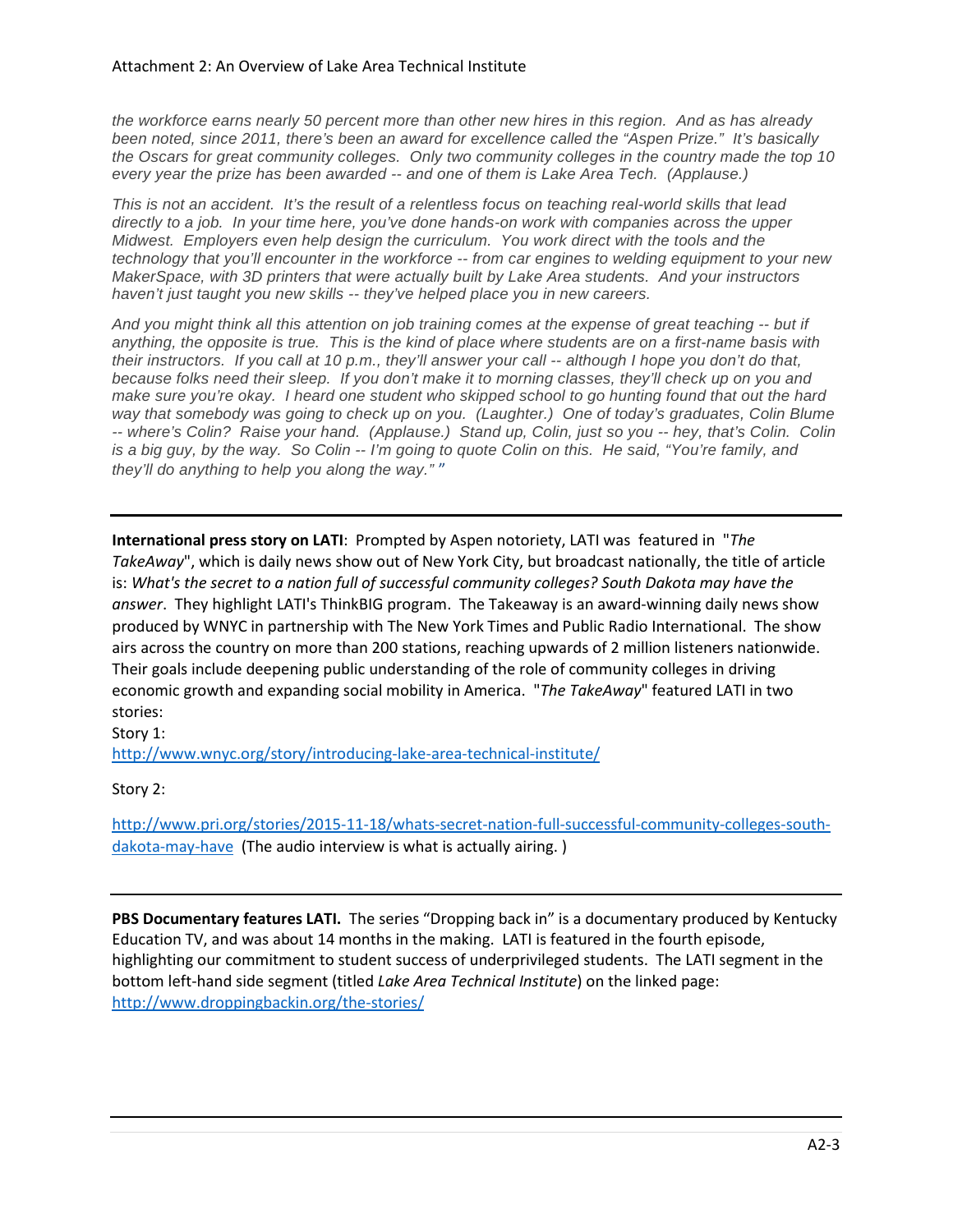*the workforce earns nearly 50 percent more than other new hires in this region. And as has already been noted, since 2011, there's been an award for excellence called the "Aspen Prize." It's basically the Oscars for great community colleges. Only two community colleges in the country made the top 10 every year the prize has been awarded -- and one of them is Lake Area Tech. (Applause.)*

*This is not an accident. It's the result of a relentless focus on teaching real-world skills that lead directly to a job. In your time here, you've done hands-on work with companies across the upper Midwest. Employers even help design the curriculum. You work direct with the tools and the technology that you'll encounter in the workforce -- from car engines to welding equipment to your new MakerSpace, with 3D printers that were actually built by Lake Area students. And your instructors haven't just taught you new skills -- they've helped place you in new careers.*

*And you might think all this attention on job training comes at the expense of great teaching -- but if anything, the opposite is true. This is the kind of place where students are on a first-name basis with their instructors. If you call at 10 p.m., they'll answer your call -- although I hope you don't do that, because folks need their sleep. If you don't make it to morning classes, they'll check up on you and make sure you're okay. I heard one student who skipped school to go hunting found that out the hard way that somebody was going to check up on you. (Laughter.) One of today's graduates, Colin Blume -- where's Colin? Raise your hand. (Applause.) Stand up, Colin, just so you -- hey, that's Colin. Colin is a big guy, by the way. So Colin -- I'm going to quote Colin on this. He said, "You're family, and they'll do anything to help you along the way." "*

---

**International press story on LATI**: Prompted by Aspen notoriety, LATI was featured in "*The TakeAway*", which is daily news show out of New York City, but broadcast nationally, the title of article is: *What's the secret to a nation full of successful community colleges? South Dakota may have the answer*. They highlight LATI's ThinkBIG program. The Takeaway is an award-winning daily news show produced by WNYC in partnership with The New York Times and Public Radio International. The show airs across the country on more than 200 stations, reaching upwards of 2 million listeners nationwide. Their goals include deepening public understanding of the role of community colleges in driving economic growth and expanding social mobility in America. "*The TakeAway*" featured LATI in two stories:

Story 1:
http://www.wnyc.org/story/introducing-lake-area-technical-institute/

Story 2:

http://www.pri.org/stories/2015-11-18/whats-secret-nation-full-successful-community-colleges-south-dakota-may-have (The audio interview is what is actually airing. )

---

**PBS Documentary features LATI.** The series "Dropping back in" is a documentary produced by Kentucky Education TV, and was about 14 months in the making. LATI is featured in the fourth episode, highlighting our commitment to student success of underprivileged students. The LATI segment in the bottom left-hand side segment (titled *Lake Area Technical Institute*) on the linked page:
http://www.droppingbackin.org/the-stories/

---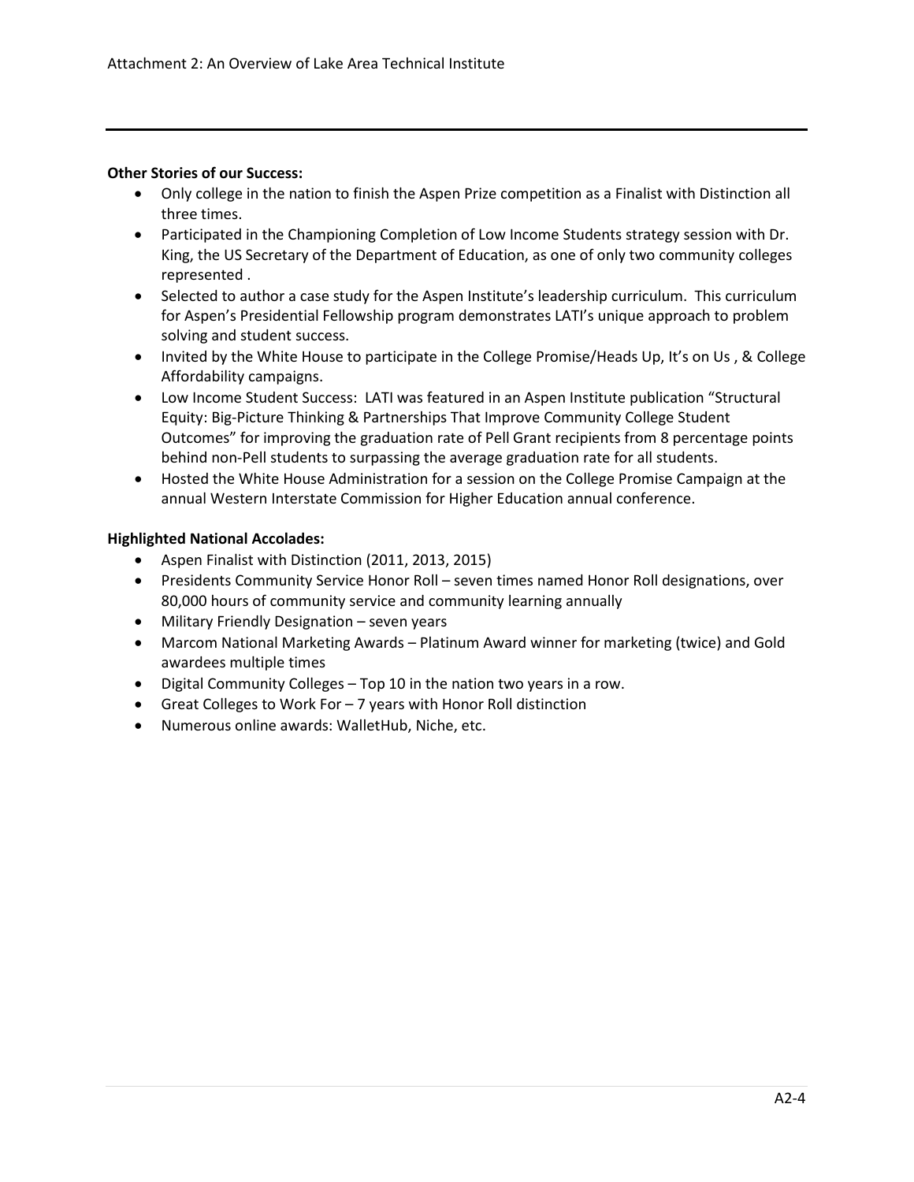**Other Stories of our Success:**

- Only college in the nation to finish the Aspen Prize competition as a Finalist with Distinction all three times.
- Participated in the Championing Completion of Low Income Students strategy session with Dr. King, the US Secretary of the Department of Education, as one of only two community colleges represented .
- Selected to author a case study for the Aspen Institute's leadership curriculum. This curriculum for Aspen's Presidential Fellowship program demonstrates LATI's unique approach to problem solving and student success.
- Invited by the White House to participate in the College Promise/Heads Up, It's on Us , & College Affordability campaigns.
- Low Income Student Success: LATI was featured in an Aspen Institute publication "Structural Equity: Big-Picture Thinking & Partnerships That Improve Community College Student Outcomes" for improving the graduation rate of Pell Grant recipients from 8 percentage points behind non-Pell students to surpassing the average graduation rate for all students.
- Hosted the White House Administration for a session on the College Promise Campaign at the annual Western Interstate Commission for Higher Education annual conference.

**Highlighted National Accolades:**

- Aspen Finalist with Distinction (2011, 2013, 2015)
- Presidents Community Service Honor Roll – seven times named Honor Roll designations, over 80,000 hours of community service and community learning annually
- Military Friendly Designation – seven years
- Marcom National Marketing Awards – Platinum Award winner for marketing (twice) and Gold awardees multiple times
- Digital Community Colleges – Top 10 in the nation two years in a row.
- Great Colleges to Work For – 7 years with Honor Roll distinction
- Numerous online awards: WalletHub, Niche, etc.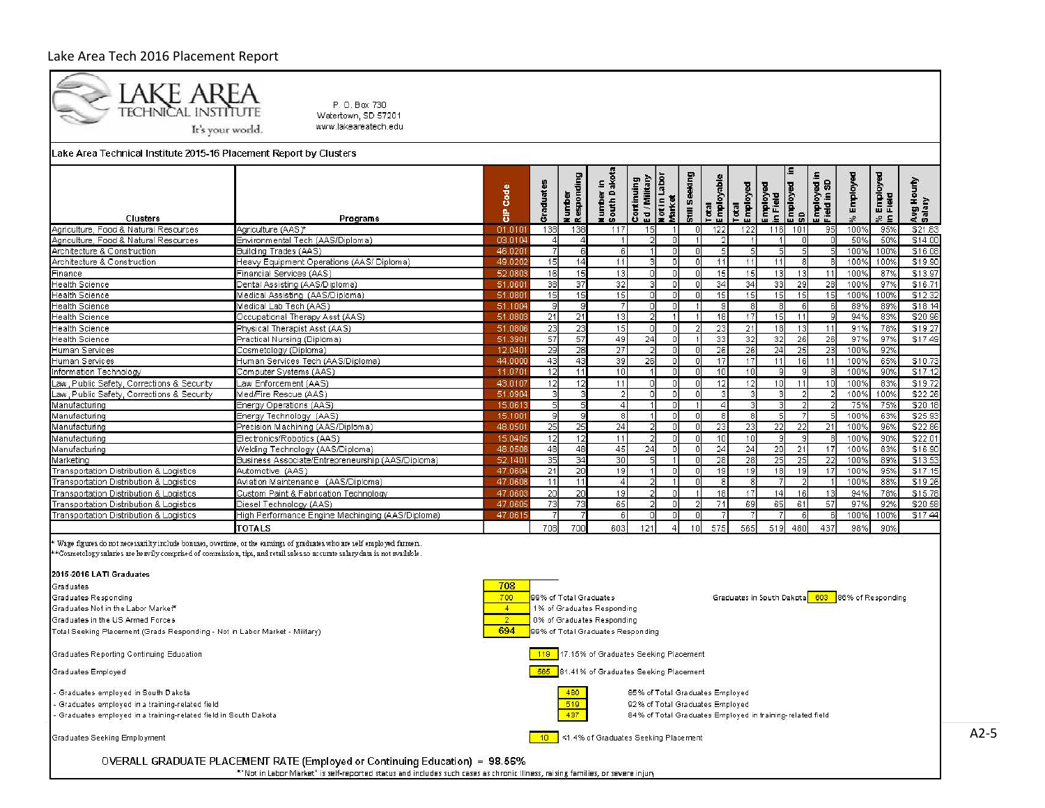Lake Area Tech 2016 Placement Report

LAKE AREA TECHNICAL INSTITUTE
It's your world.

P. O. Box 730
Watertown, SD 57201
www.lakeareatech.edu

## Lake Area Technical Institute 2015-16 Placement Report by Clusters

| Clusters | Programs | CIP Code | Graduates | Number Responding | Number in South Dakota | Continuing Ed / Military | Not in Labor Market | Still Seeking | Total Employable | Total Employed | Employed in Field | Employed in SD | Employed in Field in SD | % Employed | % Employed in Field | Avg Hourly Salary |
|---|---|---|---|---|---|---|---|---|---|---|---|---|---|---|---|---|
| Agriculture, Food & Natural Resources | Agriculture (AAS)* | 01.0101 | 138 | 138 | 117 | 15 | 1 | 0 | 122 | 122 | 116 | 101 | 95 | 100% | 95% | $21.63 |
| Agriculture, Food & Natural Resources | Environmental Tech (AAS/Diploma) | 03.0104 | 4 | 4 | 1 | 2 | 0 | 1 | 2 | 1 | 1 | 0 | 0 | 50% | 50% | $14.00 |
| Architecture & Construction | Building Trades (AAS) | 46.0201 | 7 | 6 | 6 | 1 | 0 | 0 | 5 | 5 | 5 | 5 | 5 | 100% | 100% | $16.08 |
| Architecture & Construction | Heavy Equipment Operations (AAS/ Diploma) | 49.0202 | 15 | 14 | 11 | 3 | 0 | 0 | 11 | 11 | 11 | 8 | 8 | 100% | 100% | $19.90 |
| Finance | Financial Services (AAS) | 52.0803 | 18 | 15 | 13 | 0 | 0 | 0 | 15 | 15 | 13 | 13 | 11 | 100% | 87% | $13.97 |
| Health Science | Dental Assisting (AAS/Diploma) | 51.0601 | 38 | 37 | 32 | 3 | 0 | 0 | 34 | 34 | 33 | 29 | 28 | 100% | 97% | $16.71 |
| Health Science | Medical Assisting (AAS/Diploma) | 51.0801 | 15 | 15 | 15 | 0 | 0 | 0 | 15 | 15 | 15 | 15 | 15 | 100% | 100% | $12.32 |
| Health Science | Medical Lab Tech (AAS) | 51.1004 | 9 | 9 | 7 | 0 | 0 | 1 | 9 | 8 | 8 | 6 | 6 | 89% | 89% | $18.14 |
| Health Science | Occupational Therapy Asst (AAS) | 51.0803 | 21 | 21 | 13 | 2 | 1 | 1 | 18 | 17 | 15 | 11 | 9 | 94% | 83% | $20.96 |
| Health Science | Physical Therapist Asst (AAS) | 51.0806 | 23 | 23 | 15 | 0 | 0 | 2 | 23 | 21 | 18 | 13 | 11 | 91% | 78% | $19.27 |
| Health Science | Practical Nursing (Diploma) | 51.3901 | 57 | 57 | 49 | 24 | 0 | 1 | 33 | 32 | 32 | 26 | 26 | 97% | 97% | $17.49 |
| Human Services | Cosmetology (Diploma) | 12.0401 | 29 | 28 | 27 | 2 | 0 | 0 | 26 | 26 | 24 | 25 | 23 | 100% | 92% | |
| Human Services | Human Services Tech (AAS/Diploma) | 44.0000 | 43 | 43 | 39 | 26 | 0 | 0 | 17 | 17 | 11 | 16 | 11 | 100% | 65% | $10.73 |
| Information Technology | Computer Systems (AAS) | 11.0701 | 12 | 11 | 10 | 1 | 0 | 0 | 10 | 10 | 9 | 9 | 8 | 100% | 90% | $17.12 |
| Law, Public Safety, Corrections & Security | Law Enforcement (AAS) | 43.0107 | 12 | 12 | 11 | 0 | 0 | 0 | 12 | 12 | 10 | 11 | 10 | 100% | 83% | $19.72 |
| Law, Public Safety, Corrections & Security | Med/Fire Rescue (AAS) | 51.0904 | 3 | 3 | 2 | 0 | 0 | 0 | 3 | 3 | 3 | 2 | 2 | 100% | 100% | $22.26 |
| Manufacturing | Energy Operations (AAS) | 15.0613 | 5 | 5 | 4 | 1 | 0 | 1 | 4 | 3 | 3 | 2 | 2 | 75% | 75% | $20.18 |
| Manufacturing | Energy Technology (AAS) | 15.1001 | 9 | 9 | 8 | 1 | 0 | 0 | 8 | 8 | 5 | 7 | 5 | 100% | 63% | $25.93 |
| Manufacturing | Precision Machining (AAS/Diploma) | 48.0501 | 25 | 25 | 24 | 2 | 0 | 0 | 23 | 23 | 22 | 22 | 21 | 100% | 96% | $22.86 |
| Manufacturing | Electronics/Robotics (AAS) | 15.0405 | 12 | 12 | 11 | 2 | 0 | 0 | 10 | 10 | 9 | 9 | 8 | 100% | 90% | $22.01 |
| Manufacturing | Welding Technology (AAS/Diploma) | 48.0508 | 48 | 48 | 45 | 24 | 0 | 0 | 24 | 24 | 20 | 21 | 17 | 100% | 83% | $16.90 |
| Marketing | Business Associate/Entrepreneurship (AAS/Diploma) | 52.1401 | 35 | 34 | 30 | 5 | 1 | 0 | 28 | 28 | 25 | 25 | 22 | 100% | 89% | $13.53 |
| Transportation Distribution & Logistics | Automotive (AAS) | 47.0604 | 21 | 20 | 19 | 1 | 0 | 0 | 19 | 19 | 18 | 19 | 17 | 100% | 95% | $17.15 |
| Transportation Distribution & Logistics | Aviation Maintenance (AAS/Diploma) | 47.0608 | 11 | 11 | 4 | 2 | 1 | 0 | 8 | 8 | 7 | 2 | 1 | 100% | 88% | $19.26 |
| Transportation Distribution & Logistics | Custom Paint & Fabrication Technology | 47.0603 | 20 | 20 | 19 | 2 | 0 | 1 | 18 | 17 | 14 | 16 | 13 | 94% | 78% | $15.78 |
| Transportation Distribution & Logistics | Diesel Technology (AAS) | 47.0605 | 73 | 73 | 65 | 2 | 0 | 2 | 71 | 69 | 65 | 61 | 57 | 97% | 92% | $20.58 |
| Transportation Distribution & Logistics | High Performance Engine Machinging (AAS/Diploma) | 47.0615 | 7 | 7 | 6 | 0 | 0 | 0 | 7 | 7 | 7 | 6 | 6 | 100% | 100% | $17.44 |
| | TOTALS | | 706 | 700 | 603 | 121 | 4 | 10 | 575 | 565 | 519 | 480 | 437 | 98% | 90% | |

\* Wage figures do not necessarily include bonuses, overtime, or the earnings of graduates who are self employed farmers.
\*\*Cosmetology salaries are heavily comprised of commission, tips, and retail sales so accurate salary data is not available.

### 2015-2016 LATI Graduates

| | | |
|---|---|---|
| Graduates | 708 | |
| Graduates Responding | 700 | 99% of Total Graduates |
| Graduates Not in the Labor Market* | 4 | 1% of Graduates Responding |
| Graduates in the US Armed Forces | 2 | 0% of Graduates Responding |
| Total Seeking Placement (Grads Responding - Not in Labor Market - Military) | 694 | 99% of Total Graduates Responding |

Graduates in South Dakota: 603 — 86% of Responding

| | | |
|---|---|---|
| Graduates Reporting Continuing Education | 119 | 17.15% of Graduates Seeking Placement |
| Graduates Employed | 565 | 81.41% of Graduates Seeking Placement |
| - Graduates employed in South Dakota | 480 | 85% of Total Graduates Employed |
| - Graduates employed in a training-related field | 519 | 92% of Total Graduates Employed |
| - Graduates employed in a training-related field in South Dakota | 437 | 84% of Total Graduates Employed in training-related field |
| Graduates Seeking Employment | 10 | <1.4% of Graduates Seeking Placement |

OVERALL GRADUATE PLACEMENT RATE (Employed or Continuing Education) = 98.56%

\*"Not in Labor Market" is self-reported status and includes such cases as chronic illness, raising families, or severe injury